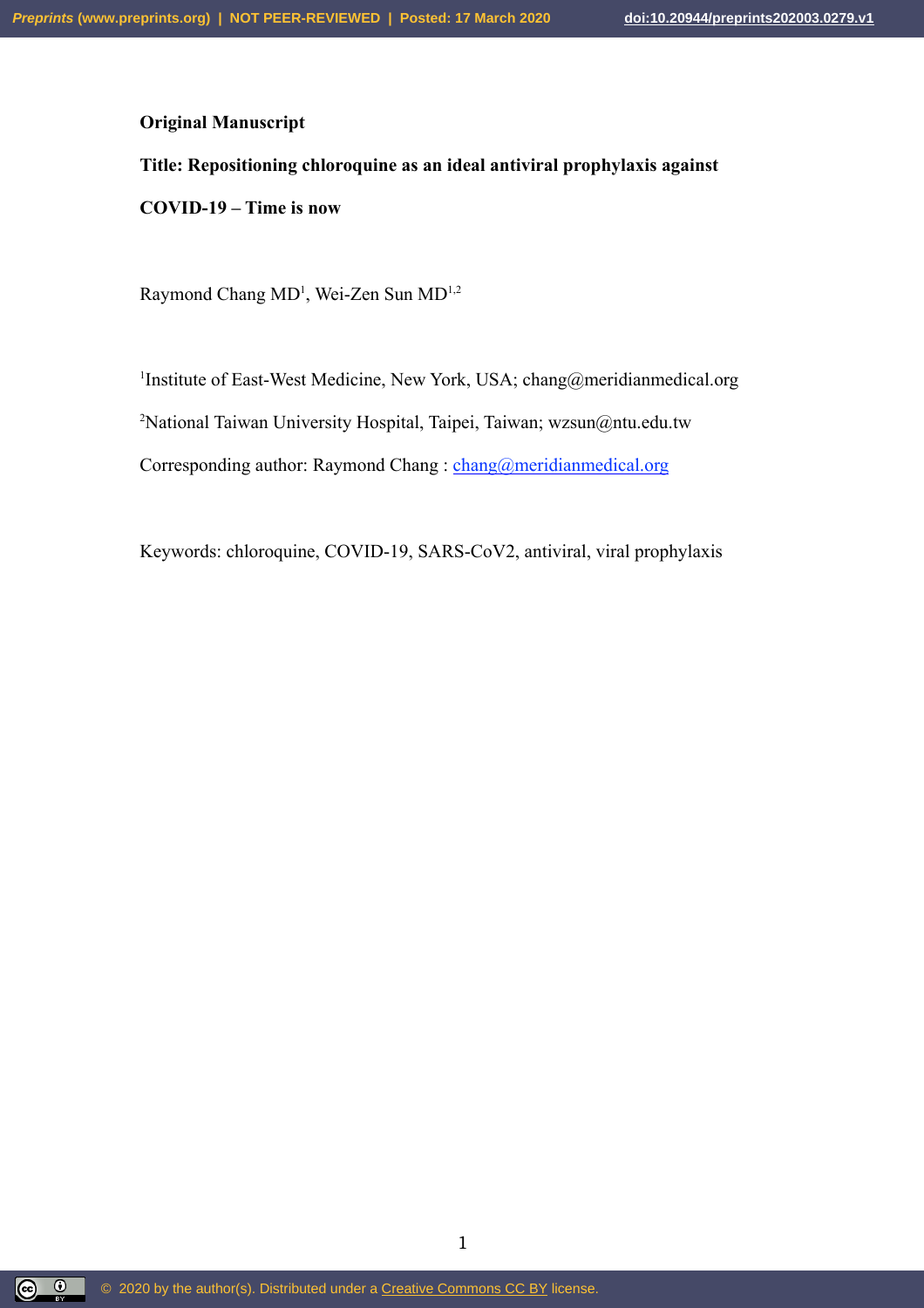**Original Manuscript**

# Title: Repositioning chloroquine as an ideal antiviral prophylaxis against COVID-19 – Time is now

Raymond Chang MD[1], Wei-Zen Sun MD[1,2]

[1]Institute of East-West Medicine, New York, USA; chang@meridianmedical.org

[2]National Taiwan University Hospital, Taipei, Taiwan; wzsun@ntu.edu.tw

Corresponding author: Raymond Chang : chang@meridianmedical.org

Keywords: chloroquine, COVID-19, SARS-CoV2, antiviral, viral prophylaxis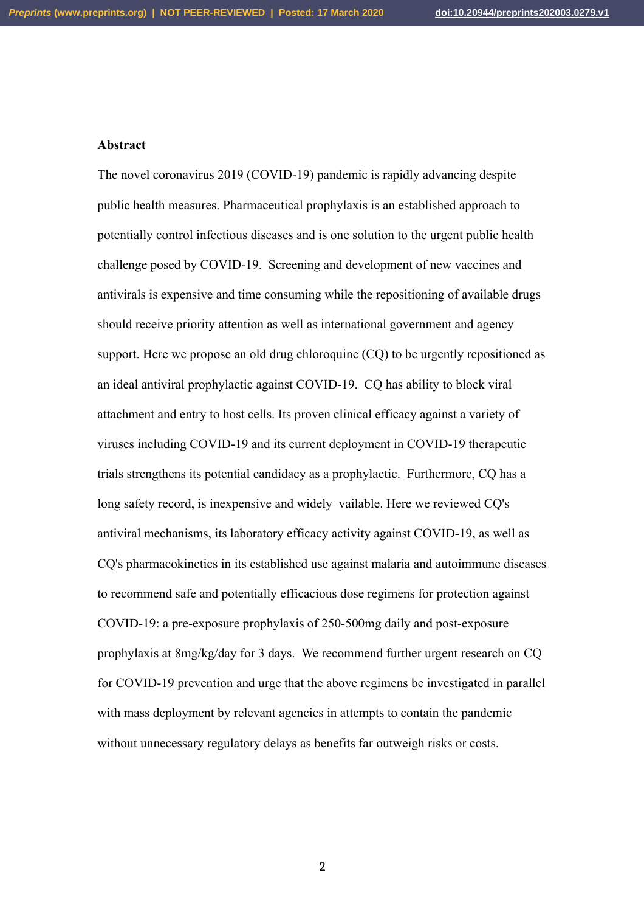## Abstract

The novel coronavirus 2019 (COVID-19) pandemic is rapidly advancing despite public health measures. Pharmaceutical prophylaxis is an established approach to potentially control infectious diseases and is one solution to the urgent public health challenge posed by COVID-19. Screening and development of new vaccines and antivirals is expensive and time consuming while the repositioning of available drugs should receive priority attention as well as international government and agency support. Here we propose an old drug chloroquine (CQ) to be urgently repositioned as an ideal antiviral prophylactic against COVID-19. CQ has ability to block viral attachment and entry to host cells. Its proven clinical efficacy against a variety of viruses including COVID-19 and its current deployment in COVID-19 therapeutic trials strengthens its potential candidacy as a prophylactic. Furthermore, CQ has a long safety record, is inexpensive and widely vailable. Here we reviewed CQ's antiviral mechanisms, its laboratory efficacy activity against COVID-19, as well as CQ's pharmacokinetics in its established use against malaria and autoimmune diseases to recommend safe and potentially efficacious dose regimens for protection against COVID-19: a pre-exposure prophylaxis of 250-500mg daily and post-exposure prophylaxis at 8mg/kg/day for 3 days. We recommend further urgent research on CQ for COVID-19 prevention and urge that the above regimens be investigated in parallel with mass deployment by relevant agencies in attempts to contain the pandemic without unnecessary regulatory delays as benefits far outweigh risks or costs.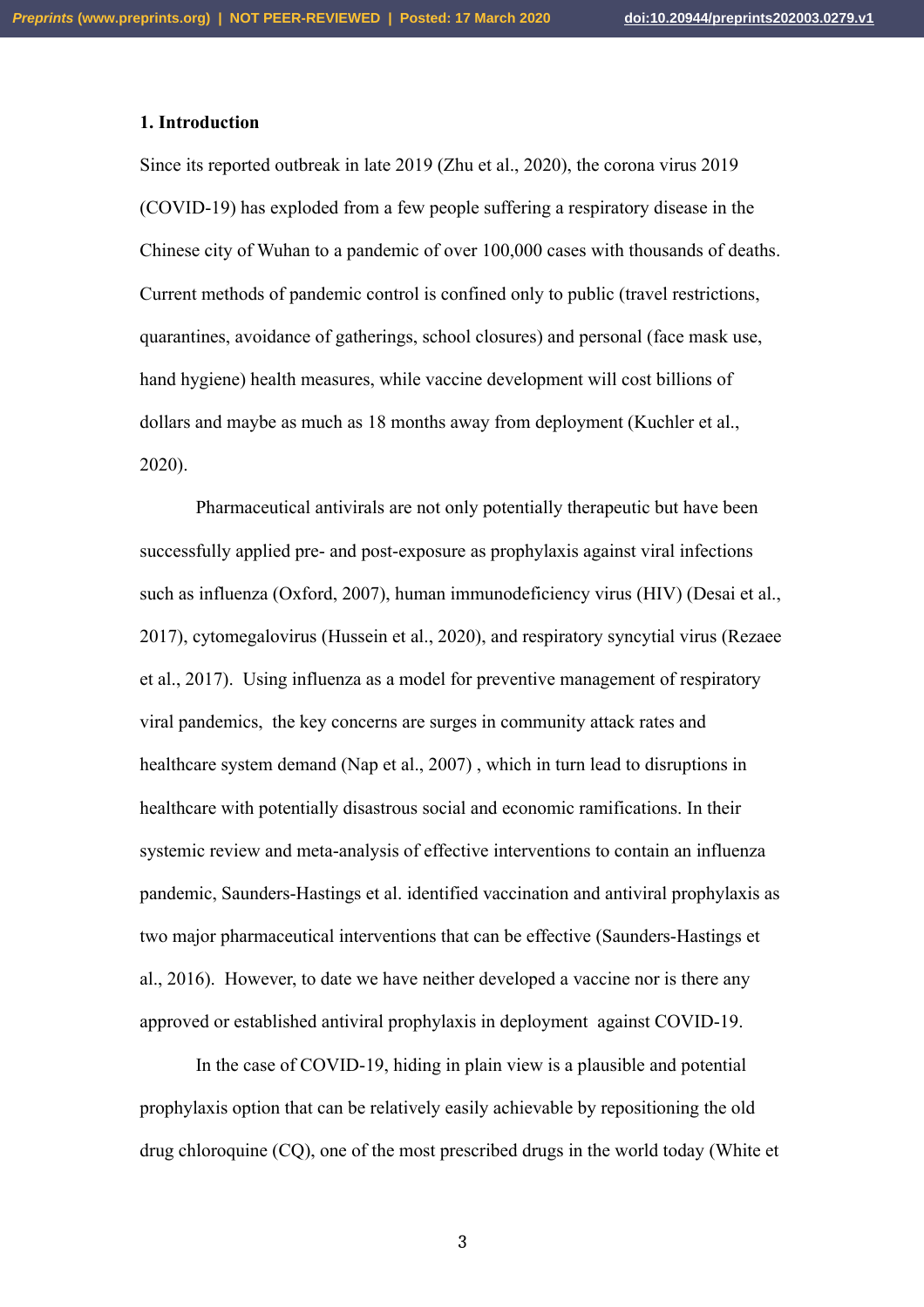## 1. Introduction

Since its reported outbreak in late 2019 (Zhu et al., 2020), the corona virus 2019 (COVID-19) has exploded from a few people suffering a respiratory disease in the Chinese city of Wuhan to a pandemic of over 100,000 cases with thousands of deaths. Current methods of pandemic control is confined only to public (travel restrictions, quarantines, avoidance of gatherings, school closures) and personal (face mask use, hand hygiene) health measures, while vaccine development will cost billions of dollars and maybe as much as 18 months away from deployment (Kuchler et al., 2020).

Pharmaceutical antivirals are not only potentially therapeutic but have been successfully applied pre- and post-exposure as prophylaxis against viral infections such as influenza (Oxford, 2007), human immunodeficiency virus (HIV) (Desai et al., 2017), cytomegalovirus (Hussein et al., 2020), and respiratory syncytial virus (Rezaee et al., 2017). Using influenza as a model for preventive management of respiratory viral pandemics, the key concerns are surges in community attack rates and healthcare system demand (Nap et al., 2007) , which in turn lead to disruptions in healthcare with potentially disastrous social and economic ramifications. In their systemic review and meta-analysis of effective interventions to contain an influenza pandemic, Saunders-Hastings et al. identified vaccination and antiviral prophylaxis as two major pharmaceutical interventions that can be effective (Saunders-Hastings et al., 2016). However, to date we have neither developed a vaccine nor is there any approved or established antiviral prophylaxis in deployment against COVID-19.

In the case of COVID-19, hiding in plain view is a plausible and potential prophylaxis option that can be relatively easily achievable by repositioning the old drug chloroquine (CQ), one of the most prescribed drugs in the world today (White et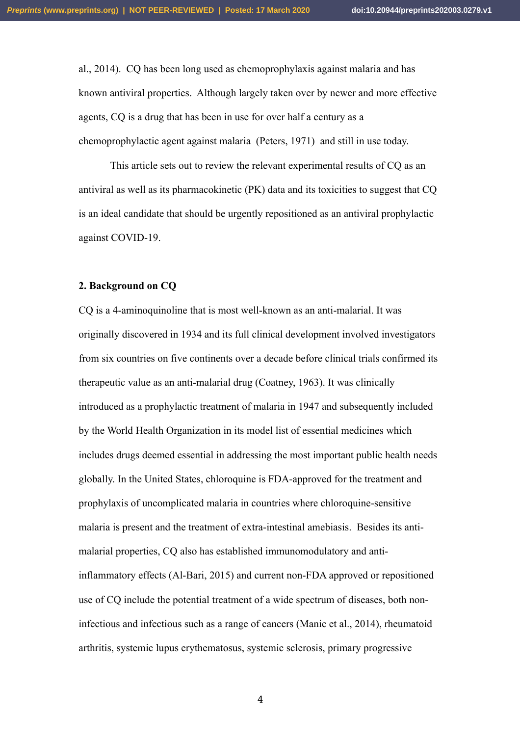al., 2014). CQ has been long used as chemoprophylaxis against malaria and has known antiviral properties. Although largely taken over by newer and more effective agents, CQ is a drug that has been in use for over half a century as a chemoprophylactic agent against malaria (Peters, 1971) and still in use today.

This article sets out to review the relevant experimental results of CQ as an antiviral as well as its pharmacokinetic (PK) data and its toxicities to suggest that CQ is an ideal candidate that should be urgently repositioned as an antiviral prophylactic against COVID-19.

## 2. Background on CQ

CQ is a 4-aminoquinoline that is most well-known as an anti-malarial. It was originally discovered in 1934 and its full clinical development involved investigators from six countries on five continents over a decade before clinical trials confirmed its therapeutic value as an anti-malarial drug (Coatney, 1963). It was clinically introduced as a prophylactic treatment of malaria in 1947 and subsequently included by the World Health Organization in its model list of essential medicines which includes drugs deemed essential in addressing the most important public health needs globally. In the United States, chloroquine is FDA-approved for the treatment and prophylaxis of uncomplicated malaria in countries where chloroquine-sensitive malaria is present and the treatment of extra-intestinal amebiasis. Besides its anti-malarial properties, CQ also has established immunomodulatory and anti-inflammatory effects (Al-Bari, 2015) and current non-FDA approved or repositioned use of CQ include the potential treatment of a wide spectrum of diseases, both non-infectious and infectious such as a range of cancers (Manic et al., 2014), rheumatoid arthritis, systemic lupus erythematosus, systemic sclerosis, primary progressive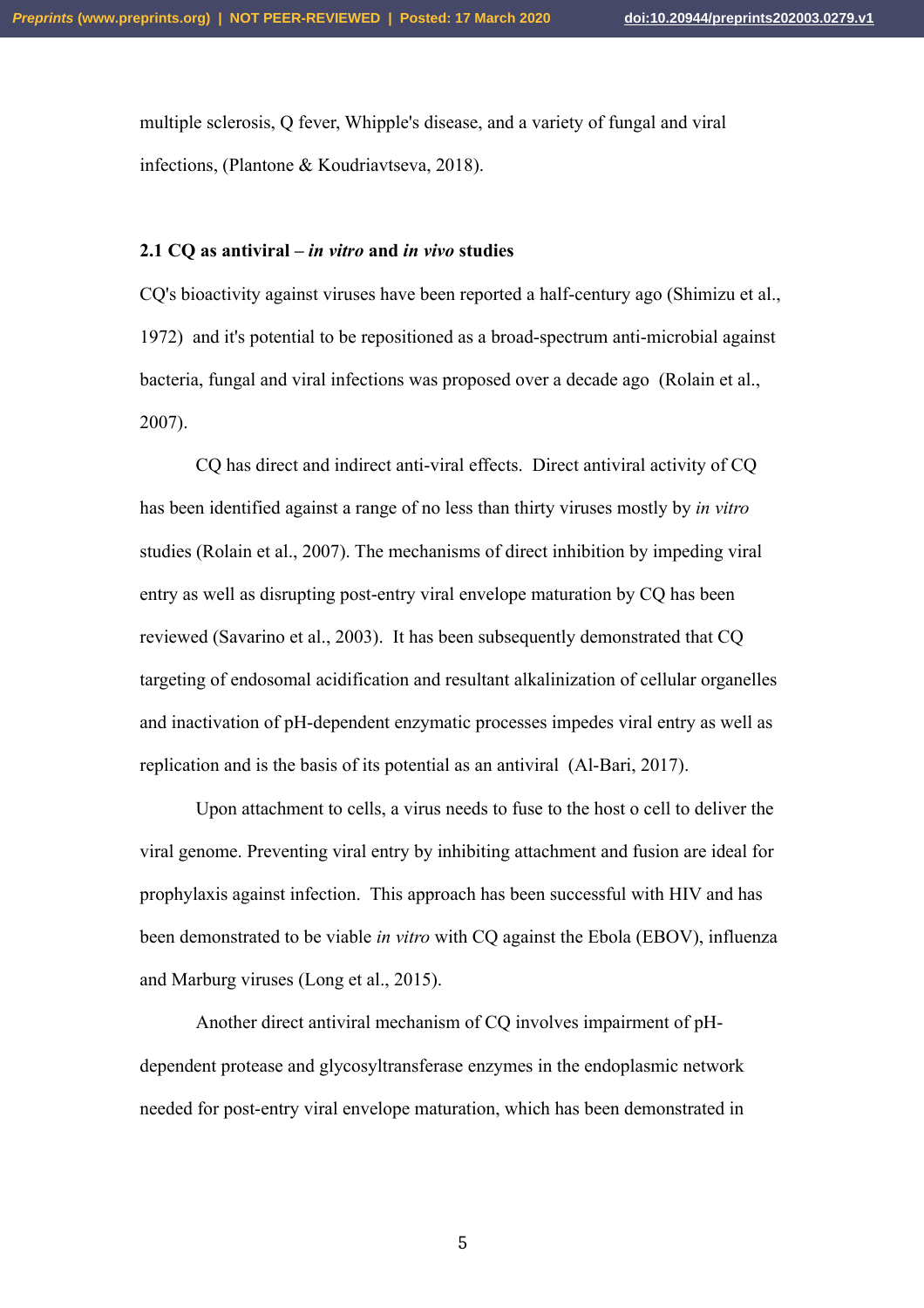multiple sclerosis, Q fever, Whipple's disease, and a variety of fungal and viral infections, (Plantone & Koudriavtseva, 2018).

### 2.1 CQ as antiviral – *in vitro* and *in vivo* studies

CQ's bioactivity against viruses have been reported a half-century ago (Shimizu et al., 1972) and it's potential to be repositioned as a broad-spectrum anti-microbial against bacteria, fungal and viral infections was proposed over a decade ago (Rolain et al., 2007).

CQ has direct and indirect anti-viral effects. Direct antiviral activity of CQ has been identified against a range of no less than thirty viruses mostly by *in vitro* studies (Rolain et al., 2007). The mechanisms of direct inhibition by impeding viral entry as well as disrupting post-entry viral envelope maturation by CQ has been reviewed (Savarino et al., 2003). It has been subsequently demonstrated that CQ targeting of endosomal acidification and resultant alkalinization of cellular organelles and inactivation of pH-dependent enzymatic processes impedes viral entry as well as replication and is the basis of its potential as an antiviral (Al-Bari, 2017).

Upon attachment to cells, a virus needs to fuse to the host o cell to deliver the viral genome. Preventing viral entry by inhibiting attachment and fusion are ideal for prophylaxis against infection. This approach has been successful with HIV and has been demonstrated to be viable *in vitro* with CQ against the Ebola (EBOV), influenza and Marburg viruses (Long et al., 2015).

Another direct antiviral mechanism of CQ involves impairment of pH-dependent protease and glycosyltransferase enzymes in the endoplasmic network needed for post-entry viral envelope maturation, which has been demonstrated in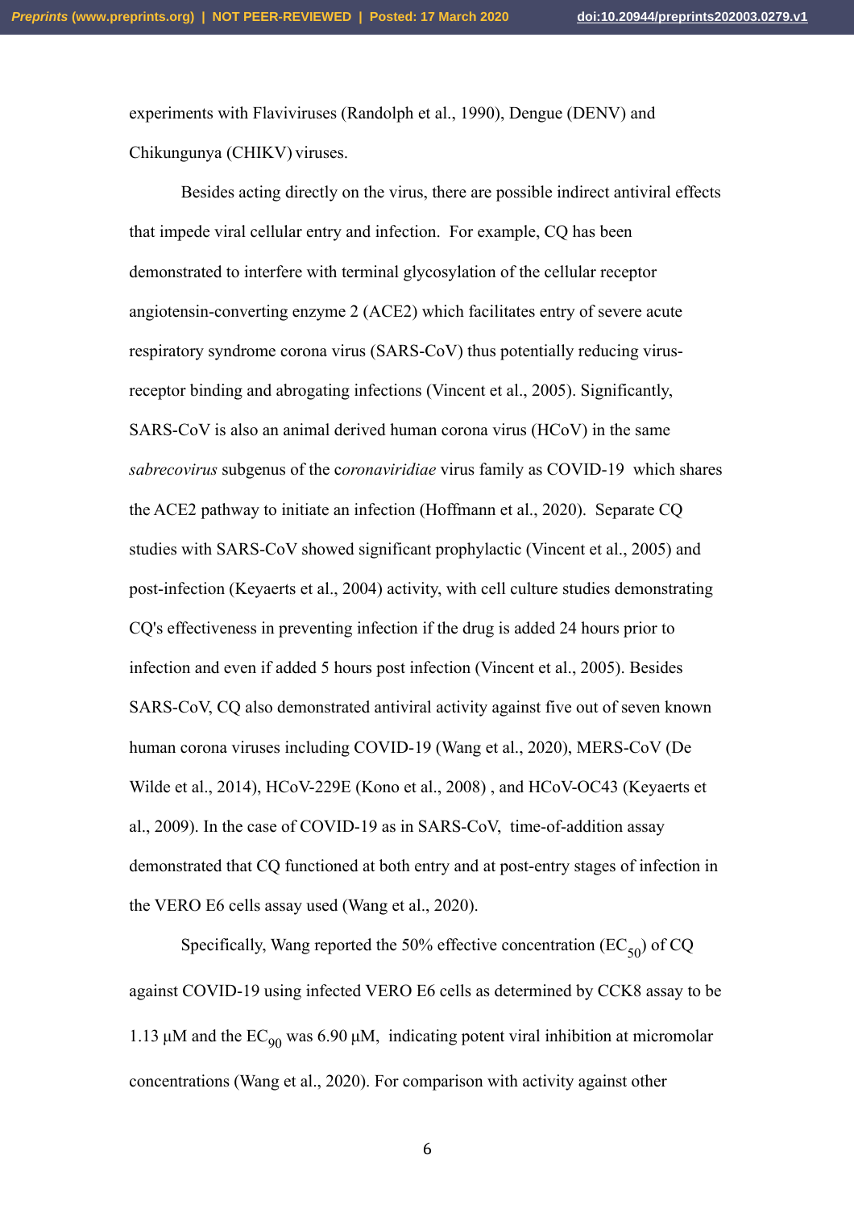experiments with Flaviviruses (Randolph et al., 1990), Dengue (DENV) and Chikungunya (CHIKV) viruses.

Besides acting directly on the virus, there are possible indirect antiviral effects that impede viral cellular entry and infection. For example, CQ has been demonstrated to interfere with terminal glycosylation of the cellular receptor angiotensin-converting enzyme 2 (ACE2) which facilitates entry of severe acute respiratory syndrome corona virus (SARS-CoV) thus potentially reducing virus-receptor binding and abrogating infections (Vincent et al., 2005). Significantly, SARS-CoV is also an animal derived human corona virus (HCoV) in the same *sabrecovirus* subgenus of the c*oronaviridiae* virus family as COVID-19 which shares the ACE2 pathway to initiate an infection (Hoffmann et al., 2020). Separate CQ studies with SARS-CoV showed significant prophylactic (Vincent et al., 2005) and post-infection (Keyaerts et al., 2004) activity, with cell culture studies demonstrating CQ's effectiveness in preventing infection if the drug is added 24 hours prior to infection and even if added 5 hours post infection (Vincent et al., 2005). Besides SARS-CoV, CQ also demonstrated antiviral activity against five out of seven known human corona viruses including COVID-19 (Wang et al., 2020), MERS-CoV (De Wilde et al., 2014), HCoV-229E (Kono et al., 2008) , and HCoV-OC43 (Keyaerts et al., 2009). In the case of COVID-19 as in SARS-CoV, time-of-addition assay demonstrated that CQ functioned at both entry and at post-entry stages of infection in the VERO E6 cells assay used (Wang et al., 2020).

Specifically, Wang reported the 50% effective concentration ($EC_{50}$) of CQ against COVID-19 using infected VERO E6 cells as determined by CCK8 assay to be 1.13 μM and the $EC_{90}$ was 6.90 μM, indicating potent viral inhibition at micromolar concentrations (Wang et al., 2020). For comparison with activity against other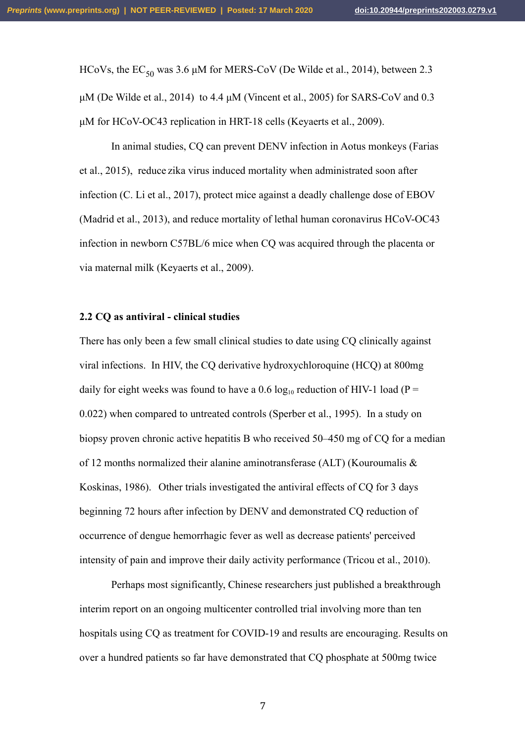HCoVs, the $EC_{50}$ was 3.6 µM for MERS-CoV (De Wilde et al., 2014), between 2.3 µM (De Wilde et al., 2014) to 4.4 µM (Vincent et al., 2005) for SARS-CoV and 0.3 µM for HCoV-OC43 replication in HRT-18 cells (Keyaerts et al., 2009).

In animal studies, CQ can prevent DENV infection in Aotus monkeys (Farias et al., 2015), reduce zika virus induced mortality when administrated soon after infection (C. Li et al., 2017), protect mice against a deadly challenge dose of EBOV (Madrid et al., 2013), and reduce mortality of lethal human coronavirus HCoV-OC43 infection in newborn C57BL/6 mice when CQ was acquired through the placenta or via maternal milk (Keyaerts et al., 2009).

### 2.2 CQ as antiviral - clinical studies

There has only been a few small clinical studies to date using CQ clinically against viral infections. In HIV, the CQ derivative hydroxychloroquine (HCQ) at 800mg daily for eight weeks was found to have a 0.6 $\log_{10}$ reduction of HIV-1 load ($P = 0.022$) when compared to untreated controls (Sperber et al., 1995). In a study on biopsy proven chronic active hepatitis B who received 50–450 mg of CQ for a median of 12 months normalized their alanine aminotransferase (ALT) (Kouroumalis & Koskinas, 1986). Other trials investigated the antiviral effects of CQ for 3 days beginning 72 hours after infection by DENV and demonstrated CQ reduction of occurrence of dengue hemorrhagic fever as well as decrease patients' perceived intensity of pain and improve their daily activity performance (Tricou et al., 2010).

Perhaps most significantly, Chinese researchers just published a breakthrough interim report on an ongoing multicenter controlled trial involving more than ten hospitals using CQ as treatment for COVID-19 and results are encouraging. Results on over a hundred patients so far have demonstrated that CQ phosphate at 500mg twice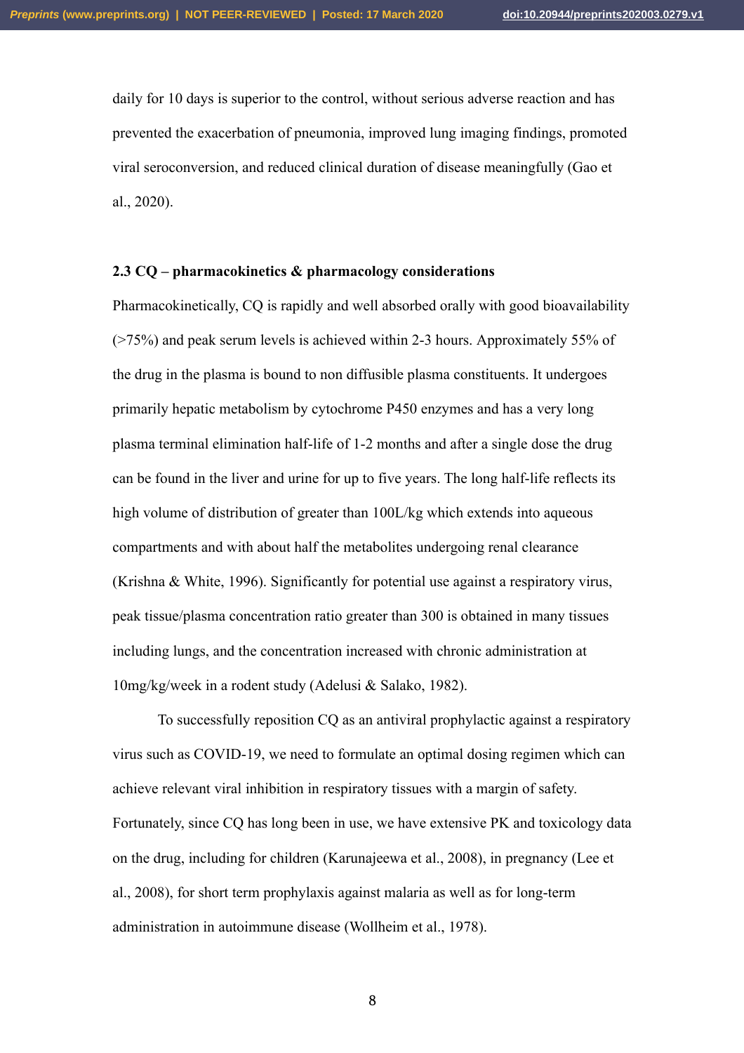daily for 10 days is superior to the control, without serious adverse reaction and has prevented the exacerbation of pneumonia, improved lung imaging findings, promoted viral seroconversion, and reduced clinical duration of disease meaningfully (Gao et al., 2020).

### 2.3 CQ – pharmacokinetics & pharmacology considerations

Pharmacokinetically, CQ is rapidly and well absorbed orally with good bioavailability (>75%) and peak serum levels is achieved within 2-3 hours. Approximately 55% of the drug in the plasma is bound to non diffusible plasma constituents. It undergoes primarily hepatic metabolism by cytochrome P450 enzymes and has a very long plasma terminal elimination half-life of 1-2 months and after a single dose the drug can be found in the liver and urine for up to five years. The long half-life reflects its high volume of distribution of greater than 100L/kg which extends into aqueous compartments and with about half the metabolites undergoing renal clearance (Krishna & White, 1996). Significantly for potential use against a respiratory virus, peak tissue/plasma concentration ratio greater than 300 is obtained in many tissues including lungs, and the concentration increased with chronic administration at 10mg/kg/week in a rodent study (Adelusi & Salako, 1982).

To successfully reposition CQ as an antiviral prophylactic against a respiratory virus such as COVID-19, we need to formulate an optimal dosing regimen which can achieve relevant viral inhibition in respiratory tissues with a margin of safety. Fortunately, since CQ has long been in use, we have extensive PK and toxicology data on the drug, including for children (Karunajeewa et al., 2008), in pregnancy (Lee et al., 2008), for short term prophylaxis against malaria as well as for long-term administration in autoimmune disease (Wollheim et al., 1978).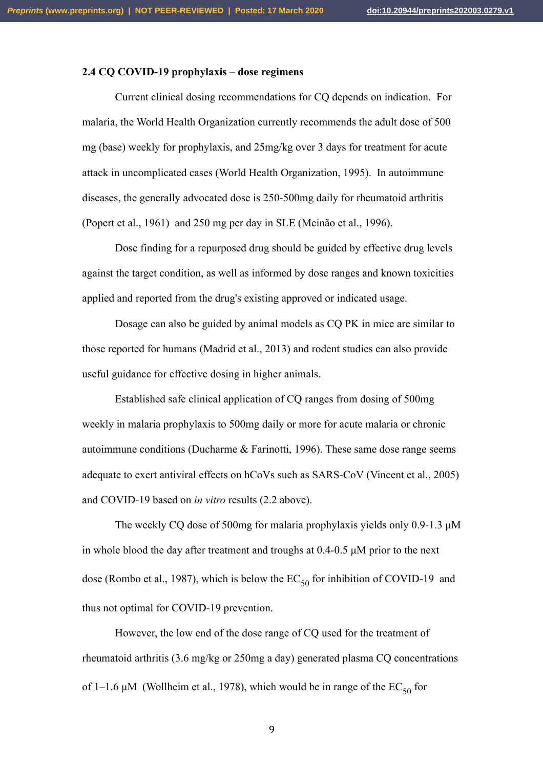**2.4 CQ COVID-19 prophylaxis – dose regimens**

Current clinical dosing recommendations for CQ depends on indication. For malaria, the World Health Organization currently recommends the adult dose of 500 mg (base) weekly for prophylaxis, and 25mg/kg over 3 days for treatment for acute attack in uncomplicated cases (World Health Organization, 1995). In autoimmune diseases, the generally advocated dose is 250-500mg daily for rheumatoid arthritis (Popert et al., 1961) and 250 mg per day in SLE (Meinão et al., 1996).

Dose finding for a repurposed drug should be guided by effective drug levels against the target condition, as well as informed by dose ranges and known toxicities applied and reported from the drug's existing approved or indicated usage.

Dosage can also be guided by animal models as CQ PK in mice are similar to those reported for humans (Madrid et al., 2013) and rodent studies can also provide useful guidance for effective dosing in higher animals.

Established safe clinical application of CQ ranges from dosing of 500mg weekly in malaria prophylaxis to 500mg daily or more for acute malaria or chronic autoimmune conditions (Ducharme & Farinotti, 1996). These same dose range seems adequate to exert antiviral effects on hCoVs such as SARS-CoV (Vincent et al., 2005) and COVID-19 based on *in vitro* results (2.2 above).

The weekly CQ dose of 500mg for malaria prophylaxis yields only 0.9-1.3 μM in whole blood the day after treatment and troughs at 0.4-0.5 μM prior to the next dose (Rombo et al., 1987), which is below the $EC_{50}$ for inhibition of COVID-19 and thus not optimal for COVID-19 prevention.

However, the low end of the dose range of CQ used for the treatment of rheumatoid arthritis (3.6 mg/kg or 250mg a day) generated plasma CQ concentrations of 1–1.6 μM (Wollheim et al., 1978), which would be in range of the $EC_{50}$ for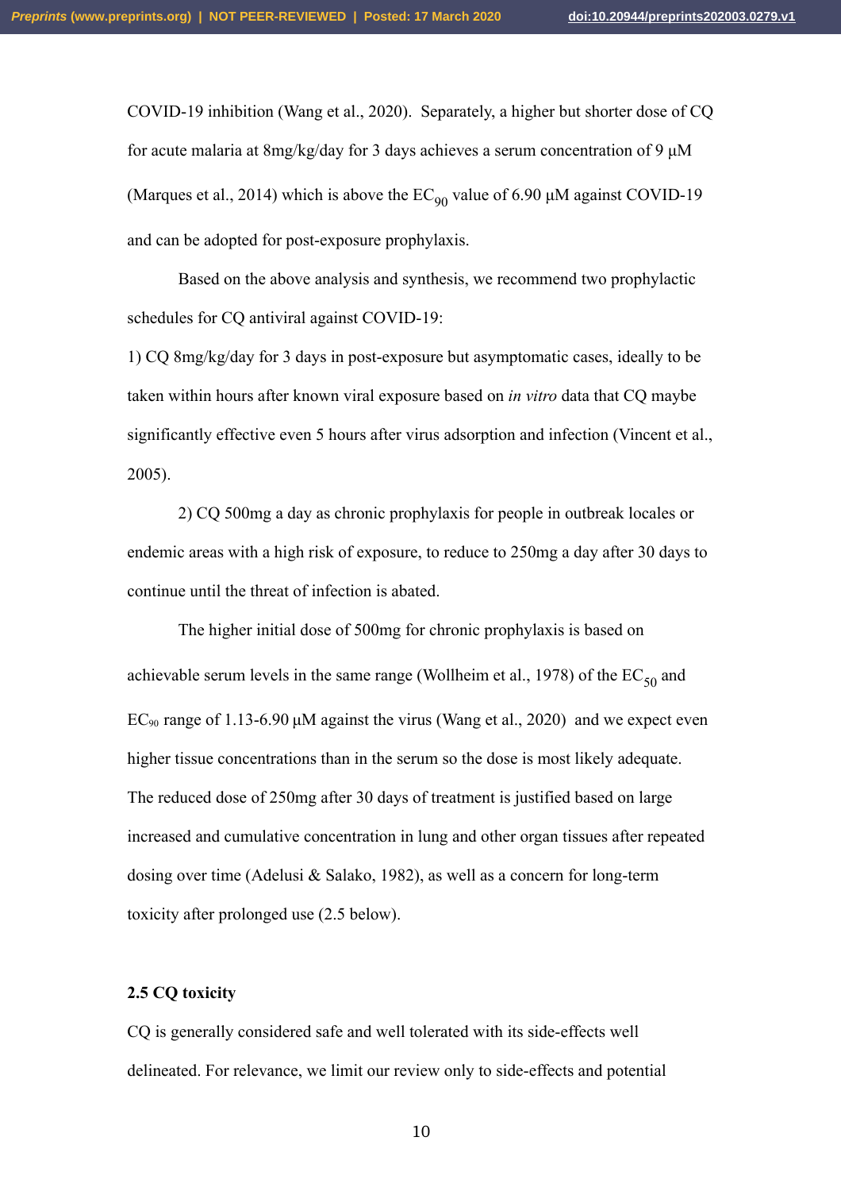COVID-19 inhibition (Wang et al., 2020). Separately, a higher but shorter dose of CQ for acute malaria at 8mg/kg/day for 3 days achieves a serum concentration of 9 µM (Marques et al., 2014) which is above the $EC_{90}$ value of 6.90 µM against COVID-19 and can be adopted for post-exposure prophylaxis.

Based on the above analysis and synthesis, we recommend two prophylactic schedules for CQ antiviral against COVID-19:

1) CQ 8mg/kg/day for 3 days in post-exposure but asymptomatic cases, ideally to be taken within hours after known viral exposure based on *in vitro* data that CQ maybe significantly effective even 5 hours after virus adsorption and infection (Vincent et al., 2005).

2) CQ 500mg a day as chronic prophylaxis for people in outbreak locales or endemic areas with a high risk of exposure, to reduce to 250mg a day after 30 days to continue until the threat of infection is abated.

The higher initial dose of 500mg for chronic prophylaxis is based on achievable serum levels in the same range (Wollheim et al., 1978) of the $EC_{50}$ and $EC_{90}$ range of 1.13-6.90 µM against the virus (Wang et al., 2020) and we expect even higher tissue concentrations than in the serum so the dose is most likely adequate. The reduced dose of 250mg after 30 days of treatment is justified based on large increased and cumulative concentration in lung and other organ tissues after repeated dosing over time (Adelusi & Salako, 1982), as well as a concern for long-term toxicity after prolonged use (2.5 below).

### 2.5 CQ toxicity

CQ is generally considered safe and well tolerated with its side-effects well delineated. For relevance, we limit our review only to side-effects and potential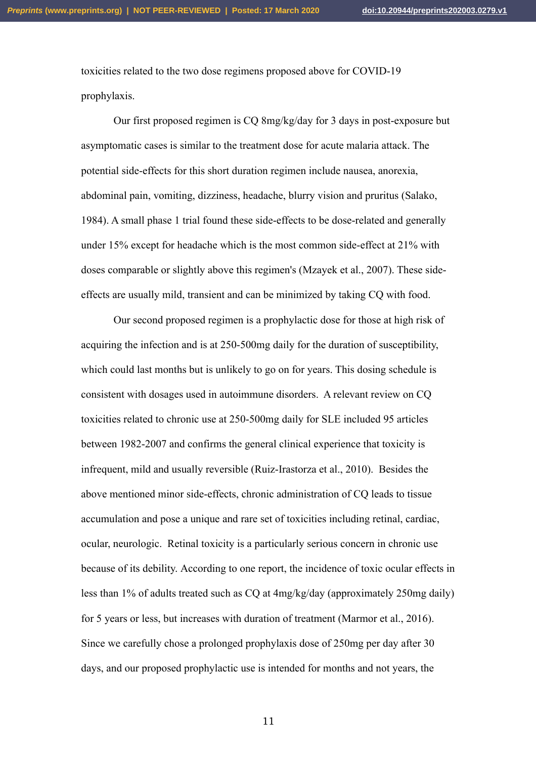toxicities related to the two dose regimens proposed above for COVID-19 prophylaxis.

Our first proposed regimen is CQ 8mg/kg/day for 3 days in post-exposure but asymptomatic cases is similar to the treatment dose for acute malaria attack. The potential side-effects for this short duration regimen include nausea, anorexia, abdominal pain, vomiting, dizziness, headache, blurry vision and pruritus (Salako, 1984). A small phase 1 trial found these side-effects to be dose-related and generally under 15% except for headache which is the most common side-effect at 21% with doses comparable or slightly above this regimen's (Mzayek et al., 2007). These side-effects are usually mild, transient and can be minimized by taking CQ with food.

Our second proposed regimen is a prophylactic dose for those at high risk of acquiring the infection and is at 250-500mg daily for the duration of susceptibility, which could last months but is unlikely to go on for years. This dosing schedule is consistent with dosages used in autoimmune disorders. A relevant review on CQ toxicities related to chronic use at 250-500mg daily for SLE included 95 articles between 1982-2007 and confirms the general clinical experience that toxicity is infrequent, mild and usually reversible (Ruiz-Irastorza et al., 2010). Besides the above mentioned minor side-effects, chronic administration of CQ leads to tissue accumulation and pose a unique and rare set of toxicities including retinal, cardiac, ocular, neurologic. Retinal toxicity is a particularly serious concern in chronic use because of its debility. According to one report, the incidence of toxic ocular effects in less than 1% of adults treated such as CQ at 4mg/kg/day (approximately 250mg daily) for 5 years or less, but increases with duration of treatment (Marmor et al., 2016). Since we carefully chose a prolonged prophylaxis dose of 250mg per day after 30 days, and our proposed prophylactic use is intended for months and not years, the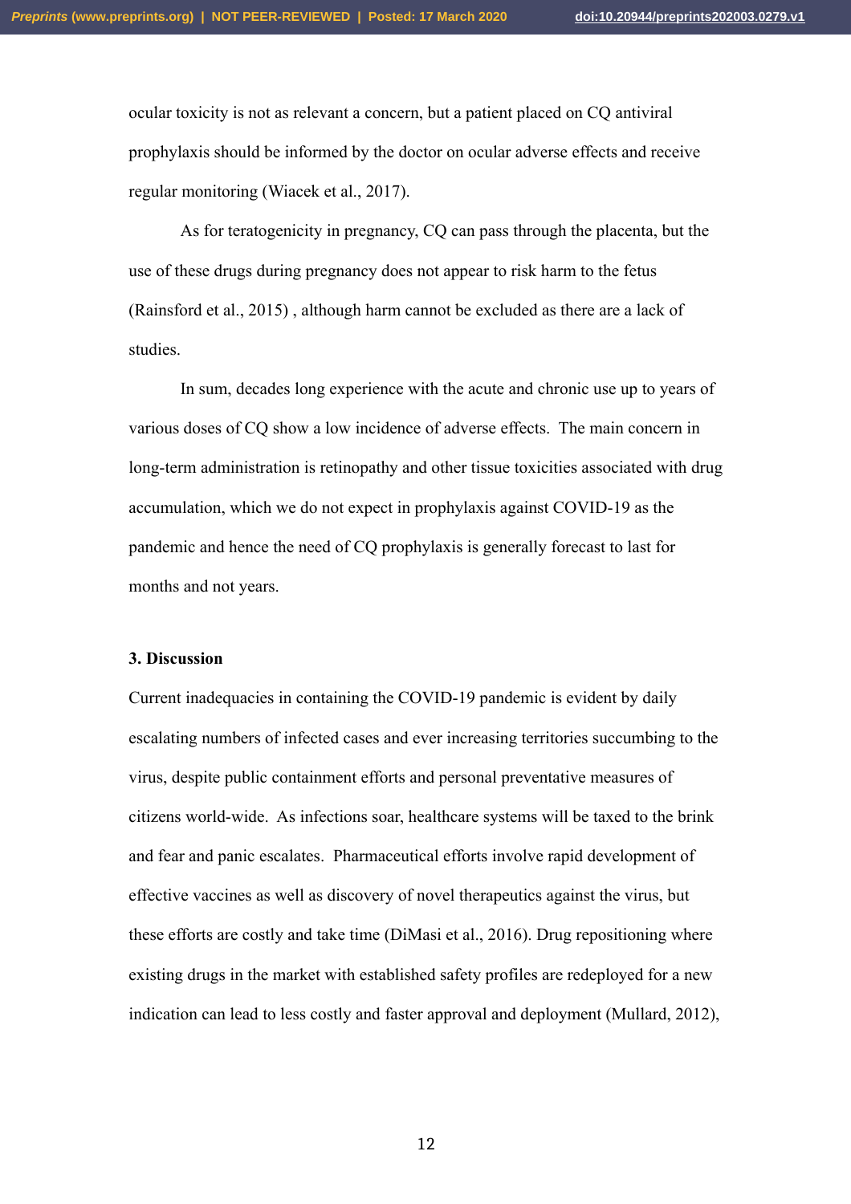ocular toxicity is not as relevant a concern, but a patient placed on CQ antiviral prophylaxis should be informed by the doctor on ocular adverse effects and receive regular monitoring (Wiacek et al., 2017).

As for teratogenicity in pregnancy, CQ can pass through the placenta, but the use of these drugs during pregnancy does not appear to risk harm to the fetus (Rainsford et al., 2015) , although harm cannot be excluded as there are a lack of studies.

In sum, decades long experience with the acute and chronic use up to years of various doses of CQ show a low incidence of adverse effects. The main concern in long-term administration is retinopathy and other tissue toxicities associated with drug accumulation, which we do not expect in prophylaxis against COVID-19 as the pandemic and hence the need of CQ prophylaxis is generally forecast to last for months and not years.

## 3. Discussion

Current inadequacies in containing the COVID-19 pandemic is evident by daily escalating numbers of infected cases and ever increasing territories succumbing to the virus, despite public containment efforts and personal preventative measures of citizens world-wide. As infections soar, healthcare systems will be taxed to the brink and fear and panic escalates. Pharmaceutical efforts involve rapid development of effective vaccines as well as discovery of novel therapeutics against the virus, but these efforts are costly and take time (DiMasi et al., 2016). Drug repositioning where existing drugs in the market with established safety profiles are redeployed for a new indication can lead to less costly and faster approval and deployment (Mullard, 2012),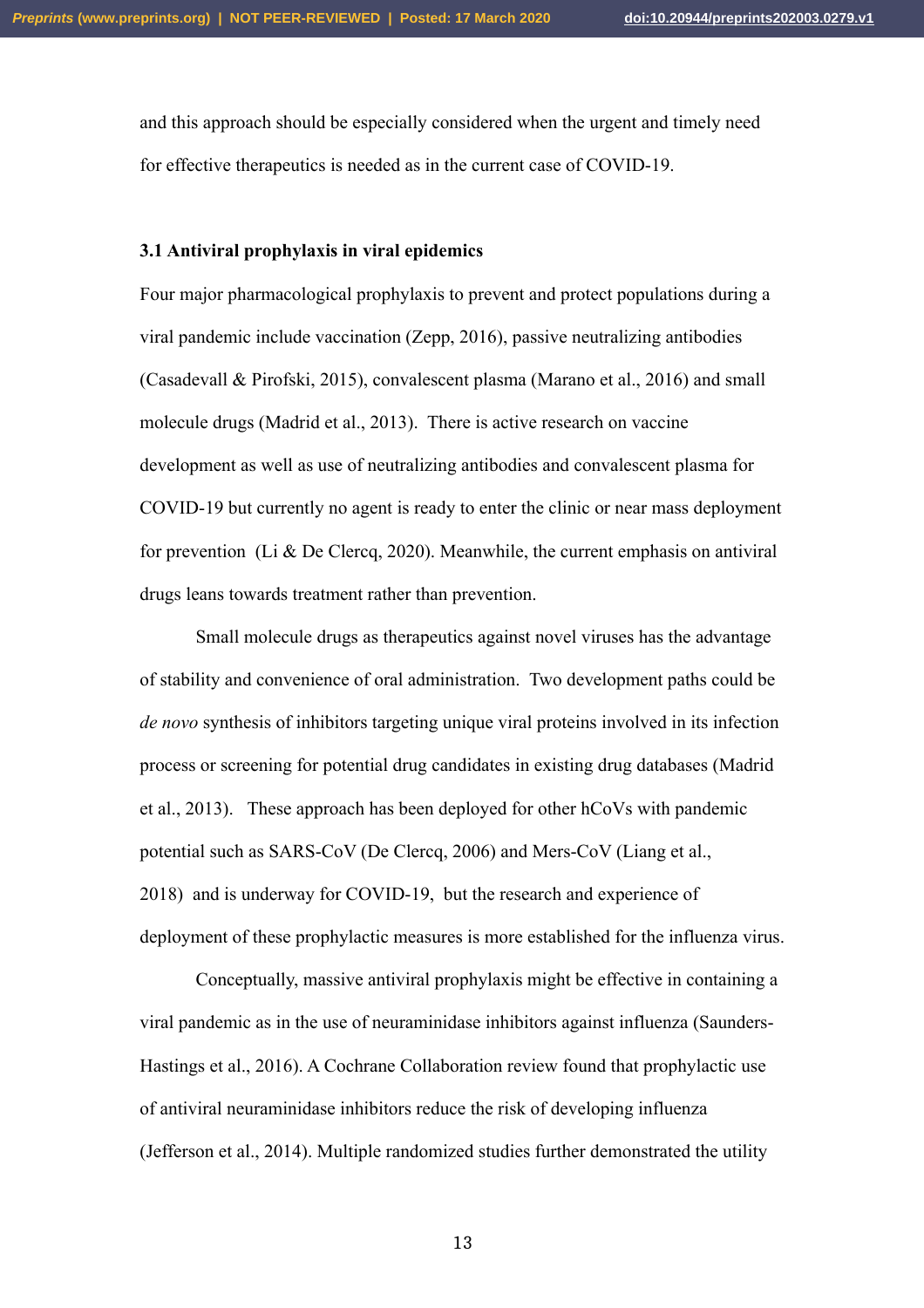and this approach should be especially considered when the urgent and timely need for effective therapeutics is needed as in the current case of COVID-19.

### 3.1 Antiviral prophylaxis in viral epidemics

Four major pharmacological prophylaxis to prevent and protect populations during a viral pandemic include vaccination (Zepp, 2016), passive neutralizing antibodies (Casadevall & Pirofski, 2015), convalescent plasma (Marano et al., 2016) and small molecule drugs (Madrid et al., 2013). There is active research on vaccine development as well as use of neutralizing antibodies and convalescent plasma for COVID-19 but currently no agent is ready to enter the clinic or near mass deployment for prevention (Li & De Clercq, 2020). Meanwhile, the current emphasis on antiviral drugs leans towards treatment rather than prevention.

Small molecule drugs as therapeutics against novel viruses has the advantage of stability and convenience of oral administration. Two development paths could be *de novo* synthesis of inhibitors targeting unique viral proteins involved in its infection process or screening for potential drug candidates in existing drug databases (Madrid et al., 2013). These approach has been deployed for other hCoVs with pandemic potential such as SARS-CoV (De Clercq, 2006) and Mers-CoV (Liang et al., 2018) and is underway for COVID-19, but the research and experience of deployment of these prophylactic measures is more established for the influenza virus.

Conceptually, massive antiviral prophylaxis might be effective in containing a viral pandemic as in the use of neuraminidase inhibitors against influenza (Saunders-Hastings et al., 2016). A Cochrane Collaboration review found that prophylactic use of antiviral neuraminidase inhibitors reduce the risk of developing influenza (Jefferson et al., 2014). Multiple randomized studies further demonstrated the utility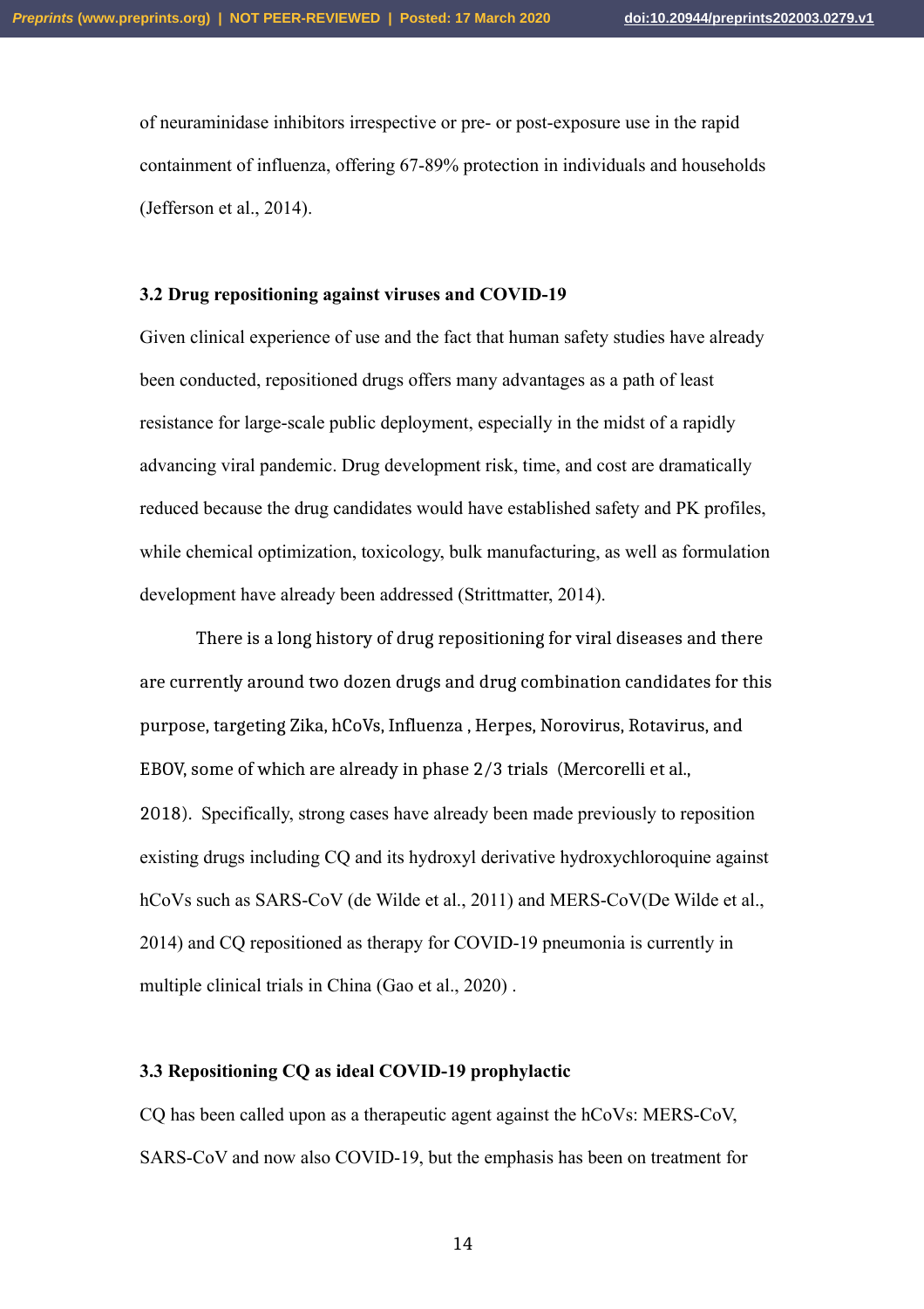of neuraminidase inhibitors irrespective or pre- or post-exposure use in the rapid containment of influenza, offering 67-89% protection in individuals and households (Jefferson et al., 2014).

### 3.2 Drug repositioning against viruses and COVID-19

Given clinical experience of use and the fact that human safety studies have already been conducted, repositioned drugs offers many advantages as a path of least resistance for large-scale public deployment, especially in the midst of a rapidly advancing viral pandemic. Drug development risk, time, and cost are dramatically reduced because the drug candidates would have established safety and PK profiles, while chemical optimization, toxicology, bulk manufacturing, as well as formulation development have already been addressed (Strittmatter, 2014).

There is a long history of drug repositioning for viral diseases and there are currently around two dozen drugs and drug combination candidates for this purpose, targeting Zika, hCoVs, Influenza , Herpes, Norovirus, Rotavirus, and EBOV, some of which are already in phase 2/3 trials (Mercorelli et al., 2018). Specifically, strong cases have already been made previously to reposition existing drugs including CQ and its hydroxyl derivative hydroxychloroquine against hCoVs such as SARS-CoV (de Wilde et al., 2011) and MERS-CoV(De Wilde et al., 2014) and CQ repositioned as therapy for COVID-19 pneumonia is currently in multiple clinical trials in China (Gao et al., 2020) .

### 3.3 Repositioning CQ as ideal COVID-19 prophylactic

CQ has been called upon as a therapeutic agent against the hCoVs: MERS-CoV, SARS-CoV and now also COVID-19, but the emphasis has been on treatment for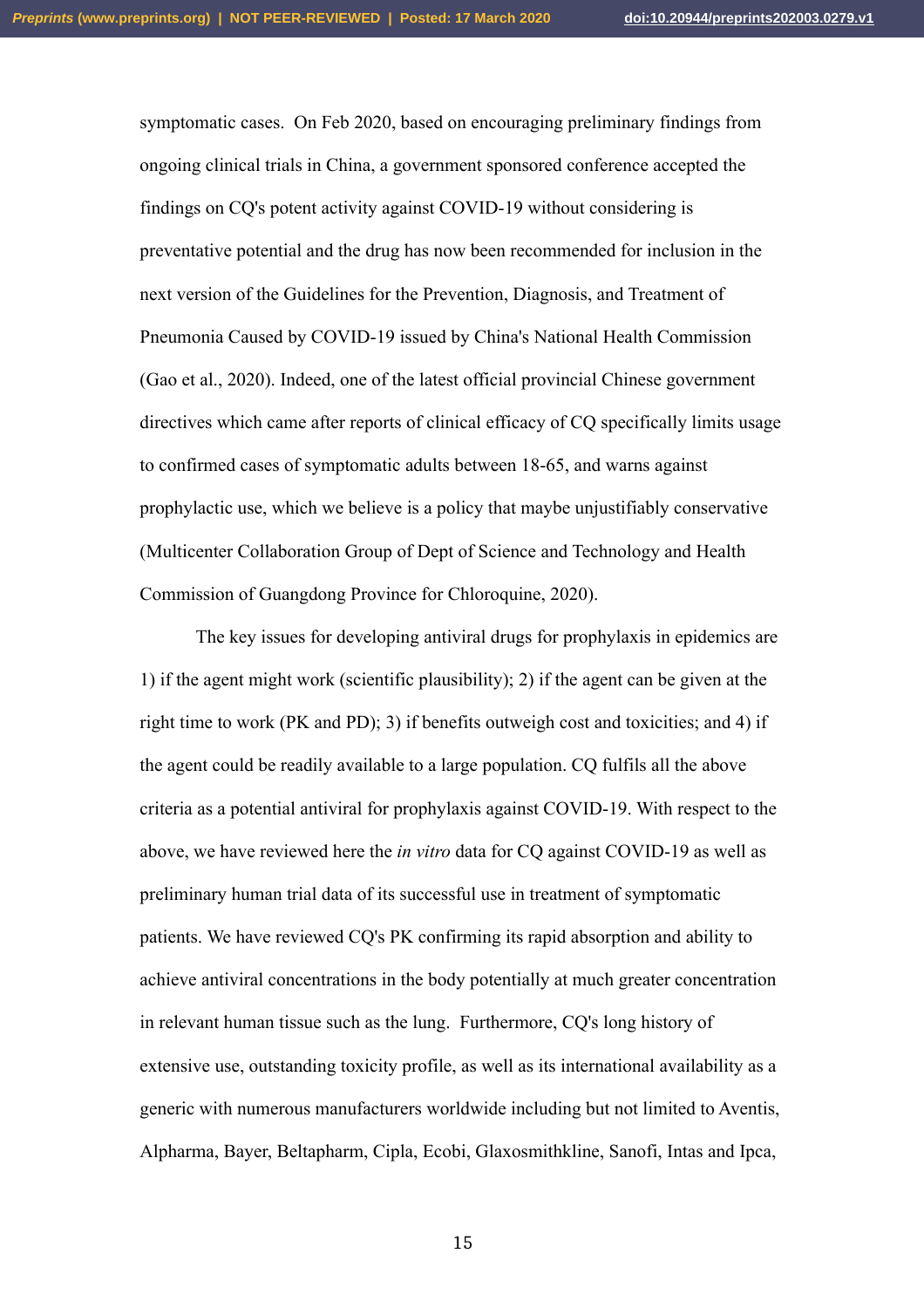symptomatic cases. On Feb 2020, based on encouraging preliminary findings from ongoing clinical trials in China, a government sponsored conference accepted the findings on CQ's potent activity against COVID-19 without considering is preventative potential and the drug has now been recommended for inclusion in the next version of the Guidelines for the Prevention, Diagnosis, and Treatment of Pneumonia Caused by COVID-19 issued by China's National Health Commission (Gao et al., 2020). Indeed, one of the latest official provincial Chinese government directives which came after reports of clinical efficacy of CQ specifically limits usage to confirmed cases of symptomatic adults between 18-65, and warns against prophylactic use, which we believe is a policy that maybe unjustifiably conservative (Multicenter Collaboration Group of Dept of Science and Technology and Health Commission of Guangdong Province for Chloroquine, 2020).

The key issues for developing antiviral drugs for prophylaxis in epidemics are 1) if the agent might work (scientific plausibility); 2) if the agent can be given at the right time to work (PK and PD); 3) if benefits outweigh cost and toxicities; and 4) if the agent could be readily available to a large population. CQ fulfils all the above criteria as a potential antiviral for prophylaxis against COVID-19. With respect to the above, we have reviewed here the *in vitro* data for CQ against COVID-19 as well as preliminary human trial data of its successful use in treatment of symptomatic patients. We have reviewed CQ's PK confirming its rapid absorption and ability to achieve antiviral concentrations in the body potentially at much greater concentration in relevant human tissue such as the lung. Furthermore, CQ's long history of extensive use, outstanding toxicity profile, as well as its international availability as a generic with numerous manufacturers worldwide including but not limited to Aventis, Alpharma, Bayer, Beltapharm, Cipla, Ecobi, Glaxosmithkline, Sanofi, Intas and Ipca,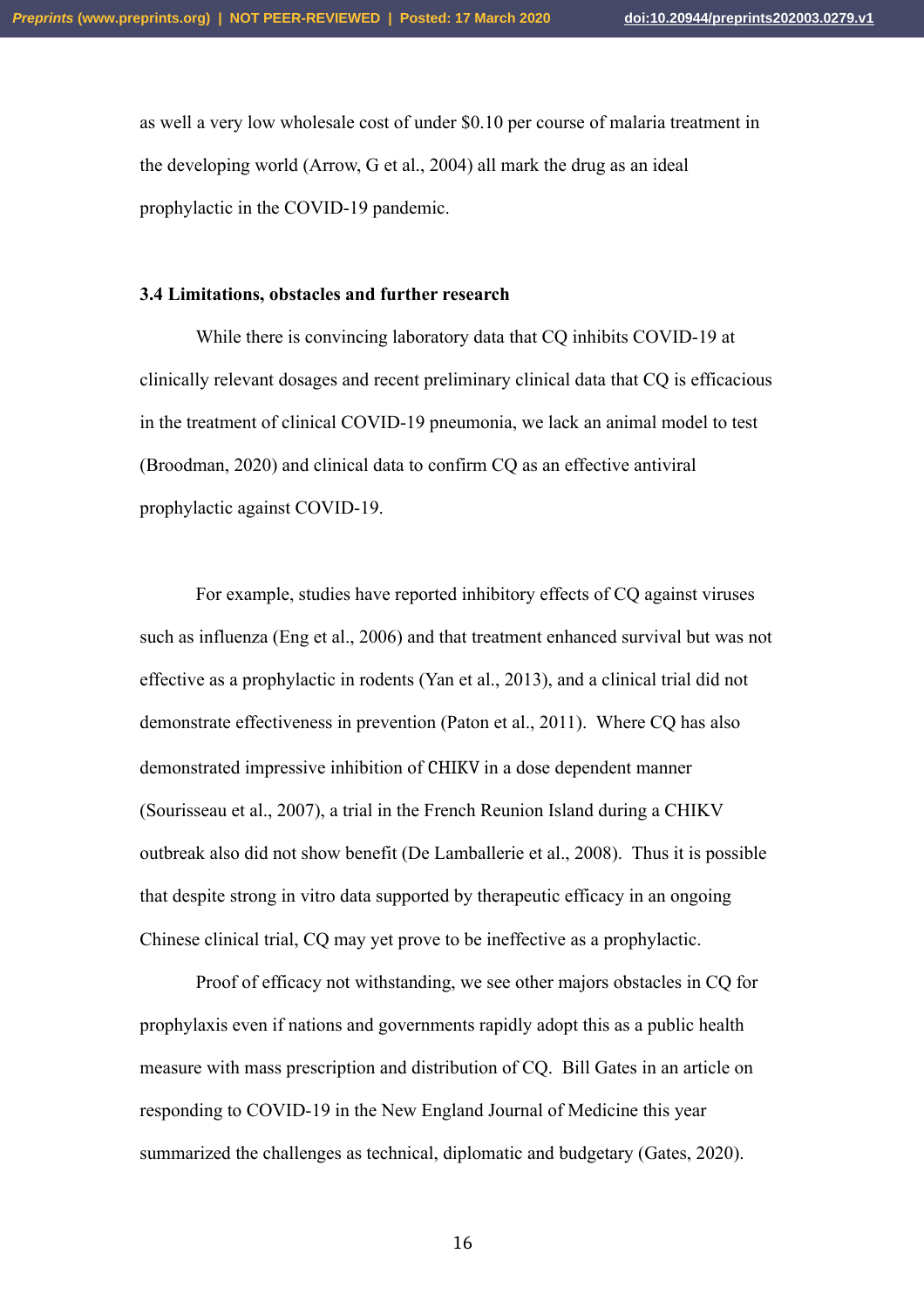as well a very low wholesale cost of under $0.10 per course of malaria treatment in the developing world (Arrow, G et al., 2004) all mark the drug as an ideal prophylactic in the COVID-19 pandemic.

### 3.4 Limitations, obstacles and further research

While there is convincing laboratory data that CQ inhibits COVID-19 at clinically relevant dosages and recent preliminary clinical data that CQ is efficacious in the treatment of clinical COVID-19 pneumonia, we lack an animal model to test (Broodman, 2020) and clinical data to confirm CQ as an effective antiviral prophylactic against COVID-19.

For example, studies have reported inhibitory effects of CQ against viruses such as influenza (Eng et al., 2006) and that treatment enhanced survival but was not effective as a prophylactic in rodents (Yan et al., 2013), and a clinical trial did not demonstrate effectiveness in prevention (Paton et al., 2011). Where CQ has also demonstrated impressive inhibition of CHIKV in a dose dependent manner (Sourisseau et al., 2007), a trial in the French Reunion Island during a CHIKV outbreak also did not show benefit (De Lamballerie et al., 2008). Thus it is possible that despite strong in vitro data supported by therapeutic efficacy in an ongoing Chinese clinical trial, CQ may yet prove to be ineffective as a prophylactic.

Proof of efficacy not withstanding, we see other majors obstacles in CQ for prophylaxis even if nations and governments rapidly adopt this as a public health measure with mass prescription and distribution of CQ. Bill Gates in an article on responding to COVID-19 in the New England Journal of Medicine this year summarized the challenges as technical, diplomatic and budgetary (Gates, 2020).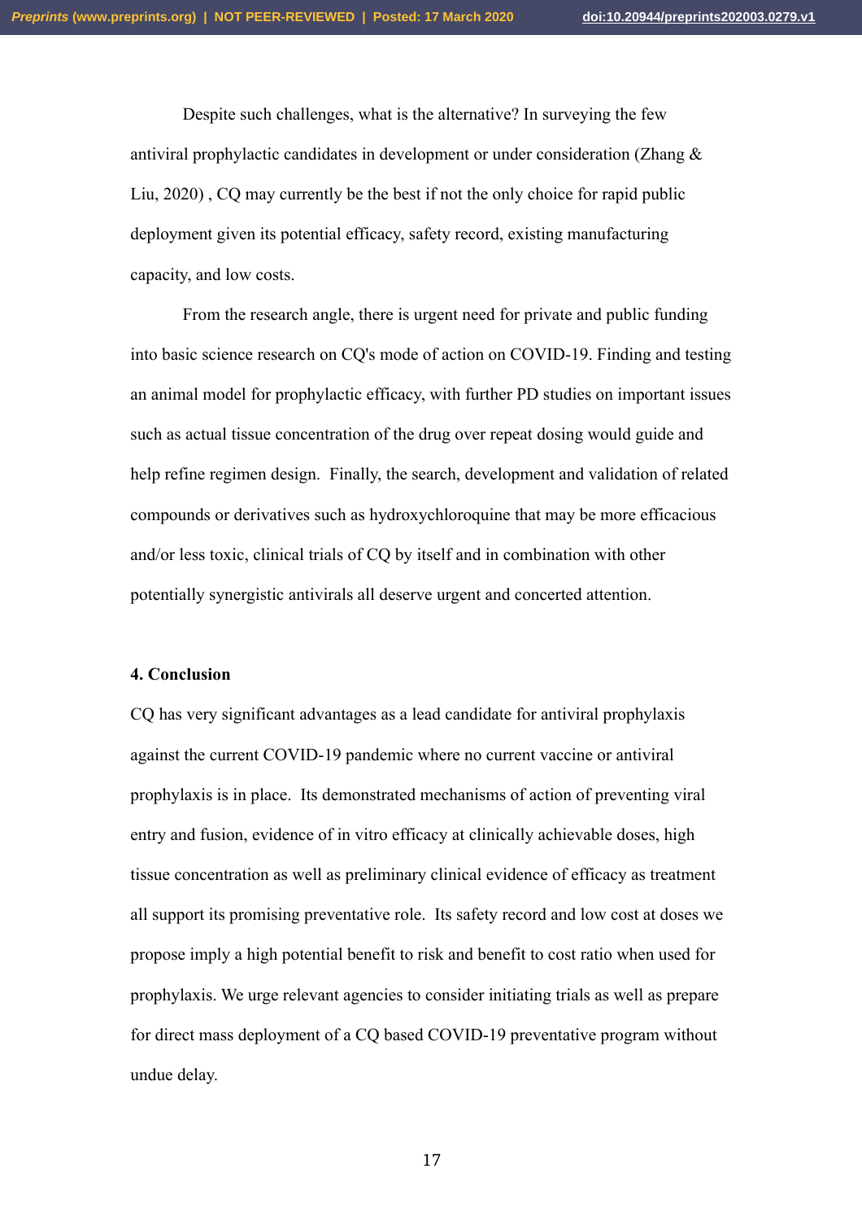Despite such challenges, what is the alternative? In surveying the few antiviral prophylactic candidates in development or under consideration (Zhang & Liu, 2020) , CQ may currently be the best if not the only choice for rapid public deployment given its potential efficacy, safety record, existing manufacturing capacity, and low costs.

From the research angle, there is urgent need for private and public funding into basic science research on CQ's mode of action on COVID-19. Finding and testing an animal model for prophylactic efficacy, with further PD studies on important issues such as actual tissue concentration of the drug over repeat dosing would guide and help refine regimen design. Finally, the search, development and validation of related compounds or derivatives such as hydroxychloroquine that may be more efficacious and/or less toxic, clinical trials of CQ by itself and in combination with other potentially synergistic antivirals all deserve urgent and concerted attention.

#### 4. Conclusion

CQ has very significant advantages as a lead candidate for antiviral prophylaxis against the current COVID-19 pandemic where no current vaccine or antiviral prophylaxis is in place. Its demonstrated mechanisms of action of preventing viral entry and fusion, evidence of in vitro efficacy at clinically achievable doses, high tissue concentration as well as preliminary clinical evidence of efficacy as treatment all support its promising preventative role. Its safety record and low cost at doses we propose imply a high potential benefit to risk and benefit to cost ratio when used for prophylaxis. We urge relevant agencies to consider initiating trials as well as prepare for direct mass deployment of a CQ based COVID-19 preventative program without undue delay.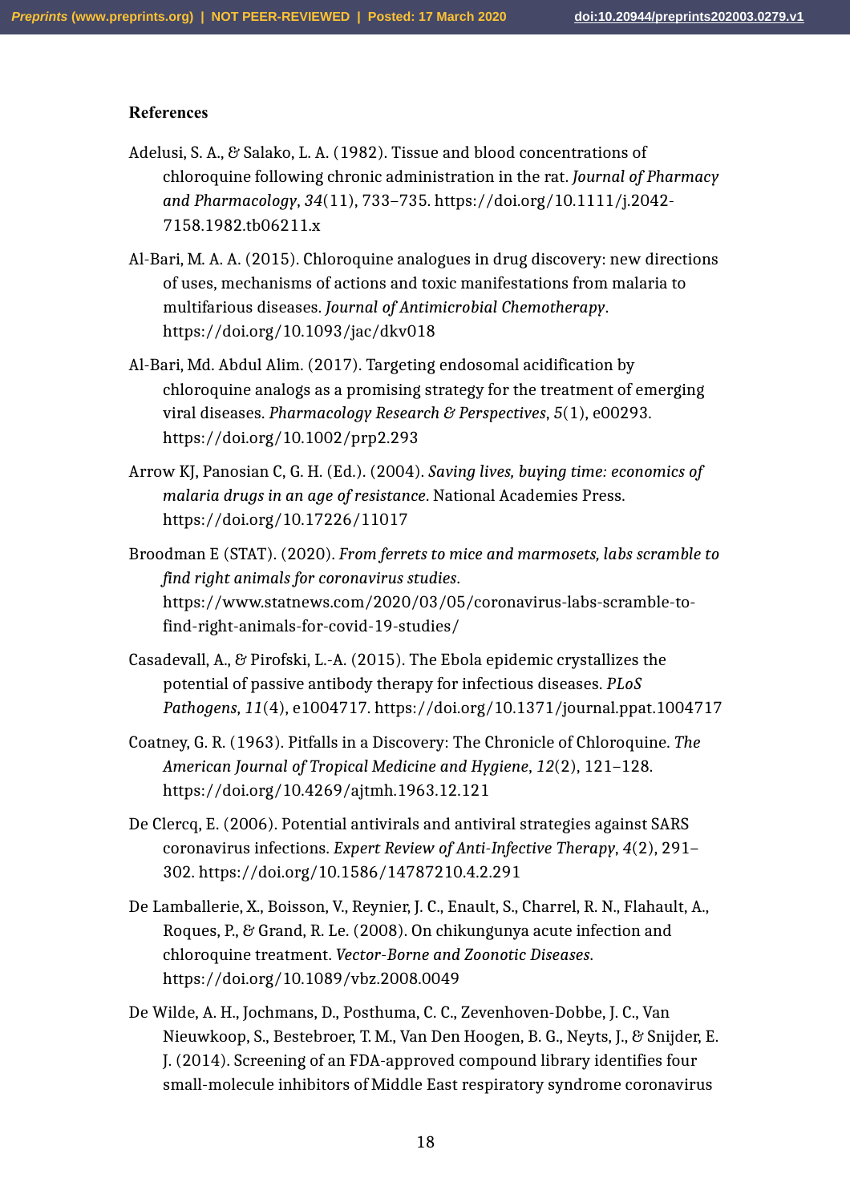## References

Adelusi, S. A., & Salako, L. A. (1982). Tissue and blood concentrations of chloroquine following chronic administration in the rat. *Journal of Pharmacy and Pharmacology*, *34*(11), 733–735. https://doi.org/10.1111/j.2042-7158.1982.tb06211.x

Al-Bari, M. A. A. (2015). Chloroquine analogues in drug discovery: new directions of uses, mechanisms of actions and toxic manifestations from malaria to multifarious diseases. *Journal of Antimicrobial Chemotherapy*. https://doi.org/10.1093/jac/dkv018

Al-Bari, Md. Abdul Alim. (2017). Targeting endosomal acidification by chloroquine analogs as a promising strategy for the treatment of emerging viral diseases. *Pharmacology Research & Perspectives*, *5*(1), e00293. https://doi.org/10.1002/prp2.293

Arrow KJ, Panosian C, G. H. (Ed.). (2004). *Saving lives, buying time: economics of malaria drugs in an age of resistance*. National Academies Press. https://doi.org/10.17226/11017

Broodman E (STAT). (2020). *From ferrets to mice and marmosets, labs scramble to find right animals for coronavirus studies*. https://www.statnews.com/2020/03/05/coronavirus-labs-scramble-to-find-right-animals-for-covid-19-studies/

Casadevall, A., & Pirofski, L.-A. (2015). The Ebola epidemic crystallizes the potential of passive antibody therapy for infectious diseases. *PLoS Pathogens*, *11*(4), e1004717. https://doi.org/10.1371/journal.ppat.1004717

Coatney, G. R. (1963). Pitfalls in a Discovery: The Chronicle of Chloroquine. *The American Journal of Tropical Medicine and Hygiene*, *12*(2), 121–128. https://doi.org/10.4269/ajtmh.1963.12.121

De Clercq, E. (2006). Potential antivirals and antiviral strategies against SARS coronavirus infections. *Expert Review of Anti-Infective Therapy*, *4*(2), 291–302. https://doi.org/10.1586/14787210.4.2.291

De Lamballerie, X., Boisson, V., Reynier, J. C., Enault, S., Charrel, R. N., Flahault, A., Roques, P., & Grand, R. Le. (2008). On chikungunya acute infection and chloroquine treatment. *Vector-Borne and Zoonotic Diseases*. https://doi.org/10.1089/vbz.2008.0049

De Wilde, A. H., Jochmans, D., Posthuma, C. C., Zevenhoven-Dobbe, J. C., Van Nieuwkoop, S., Bestebroer, T. M., Van Den Hoogen, B. G., Neyts, J., & Snijder, E. J. (2014). Screening of an FDA-approved compound library identifies four small-molecule inhibitors of Middle East respiratory syndrome coronavirus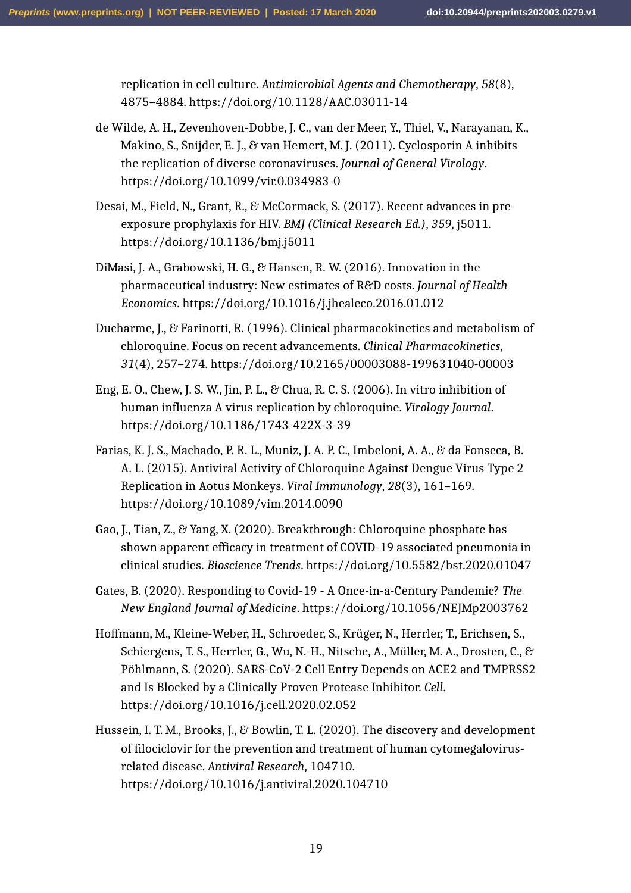replication in cell culture. *Antimicrobial Agents and Chemotherapy*, *58*(8), 4875–4884. https://doi.org/10.1128/AAC.03011-14

de Wilde, A. H., Zevenhoven-Dobbe, J. C., van der Meer, Y., Thiel, V., Narayanan, K., Makino, S., Snijder, E. J., & van Hemert, M. J. (2011). Cyclosporin A inhibits the replication of diverse coronaviruses. *Journal of General Virology*. https://doi.org/10.1099/vir.0.034983-0

Desai, M., Field, N., Grant, R., & McCormack, S. (2017). Recent advances in pre-exposure prophylaxis for HIV. *BMJ (Clinical Research Ed.)*, *359*, j5011. https://doi.org/10.1136/bmj.j5011

DiMasi, J. A., Grabowski, H. G., & Hansen, R. W. (2016). Innovation in the pharmaceutical industry: New estimates of R&D costs. *Journal of Health Economics*. https://doi.org/10.1016/j.jhealeco.2016.01.012

Ducharme, J., & Farinotti, R. (1996). Clinical pharmacokinetics and metabolism of chloroquine. Focus on recent advancements. *Clinical Pharmacokinetics*, *31*(4), 257–274. https://doi.org/10.2165/00003088-199631040-00003

Eng, E. O., Chew, J. S. W., Jin, P. L., & Chua, R. C. S. (2006). In vitro inhibition of human influenza A virus replication by chloroquine. *Virology Journal*. https://doi.org/10.1186/1743-422X-3-39

Farias, K. J. S., Machado, P. R. L., Muniz, J. A. P. C., Imbeloni, A. A., & da Fonseca, B. A. L. (2015). Antiviral Activity of Chloroquine Against Dengue Virus Type 2 Replication in Aotus Monkeys. *Viral Immunology*, *28*(3), 161–169. https://doi.org/10.1089/vim.2014.0090

Gao, J., Tian, Z., & Yang, X. (2020). Breakthrough: Chloroquine phosphate has shown apparent efficacy in treatment of COVID-19 associated pneumonia in clinical studies. *Bioscience Trends*. https://doi.org/10.5582/bst.2020.01047

Gates, B. (2020). Responding to Covid-19 - A Once-in-a-Century Pandemic? *The New England Journal of Medicine*. https://doi.org/10.1056/NEJMp2003762

Hoffmann, M., Kleine-Weber, H., Schroeder, S., Krüger, N., Herrler, T., Erichsen, S., Schiergens, T. S., Herrler, G., Wu, N.-H., Nitsche, A., Müller, M. A., Drosten, C., & Pöhlmann, S. (2020). SARS-CoV-2 Cell Entry Depends on ACE2 and TMPRSS2 and Is Blocked by a Clinically Proven Protease Inhibitor. *Cell*. https://doi.org/10.1016/j.cell.2020.02.052

Hussein, I. T. M., Brooks, J., & Bowlin, T. L. (2020). The discovery and development of filociclovir for the prevention and treatment of human cytomegalovirus-related disease. *Antiviral Research*, 104710. https://doi.org/10.1016/j.antiviral.2020.104710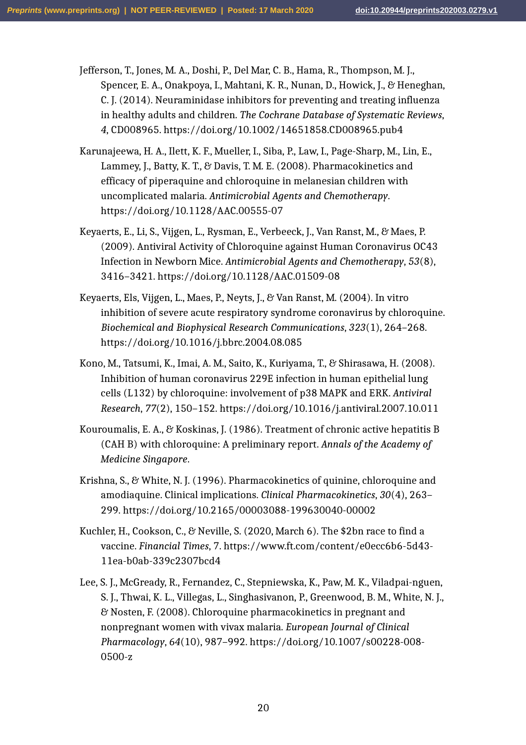Jefferson, T., Jones, M. A., Doshi, P., Del Mar, C. B., Hama, R., Thompson, M. J., Spencer, E. A., Onakpoya, I., Mahtani, K. R., Nunan, D., Howick, J., & Heneghan, C. J. (2014). Neuraminidase inhibitors for preventing and treating influenza in healthy adults and children. *The Cochrane Database of Systematic Reviews*, *4*, CD008965. https://doi.org/10.1002/14651858.CD008965.pub4

Karunajeewa, H. A., Ilett, K. F., Mueller, I., Siba, P., Law, I., Page-Sharp, M., Lin, E., Lammey, J., Batty, K. T., & Davis, T. M. E. (2008). Pharmacokinetics and efficacy of piperaquine and chloroquine in melanesian children with uncomplicated malaria. *Antimicrobial Agents and Chemotherapy*. https://doi.org/10.1128/AAC.00555-07

Keyaerts, E., Li, S., Vijgen, L., Rysman, E., Verbeeck, J., Van Ranst, M., & Maes, P. (2009). Antiviral Activity of Chloroquine against Human Coronavirus OC43 Infection in Newborn Mice. *Antimicrobial Agents and Chemotherapy*, *53*(8), 3416–3421. https://doi.org/10.1128/AAC.01509-08

Keyaerts, Els, Vijgen, L., Maes, P., Neyts, J., & Van Ranst, M. (2004). In vitro inhibition of severe acute respiratory syndrome coronavirus by chloroquine. *Biochemical and Biophysical Research Communications*, *323*(1), 264–268. https://doi.org/10.1016/j.bbrc.2004.08.085

Kono, M., Tatsumi, K., Imai, A. M., Saito, K., Kuriyama, T., & Shirasawa, H. (2008). Inhibition of human coronavirus 229E infection in human epithelial lung cells (L132) by chloroquine: involvement of p38 MAPK and ERK. *Antiviral Research*, *77*(2), 150–152. https://doi.org/10.1016/j.antiviral.2007.10.011

Kouroumalis, E. A., & Koskinas, J. (1986). Treatment of chronic active hepatitis B (CAH B) with chloroquine: A preliminary report. *Annals of the Academy of Medicine Singapore*.

Krishna, S., & White, N. J. (1996). Pharmacokinetics of quinine, chloroquine and amodiaquine. Clinical implications. *Clinical Pharmacokinetics*, *30*(4), 263–299. https://doi.org/10.2165/00003088-199630040-00002

Kuchler, H., Cookson, C., & Neville, S. (2020, March 6). The $2bn race to find a vaccine. *Financial Times*, 7. https://www.ft.com/content/e0ecc6b6-5d43-11ea-b0ab-339c2307bcd4

Lee, S. J., McGready, R., Fernandez, C., Stepniewska, K., Paw, M. K., Viladpai-nguen, S. J., Thwai, K. L., Villegas, L., Singhasivanon, P., Greenwood, B. M., White, N. J., & Nosten, F. (2008). Chloroquine pharmacokinetics in pregnant and nonpregnant women with vivax malaria. *European Journal of Clinical Pharmacology*, *64*(10), 987–992. https://doi.org/10.1007/s00228-008-0500-z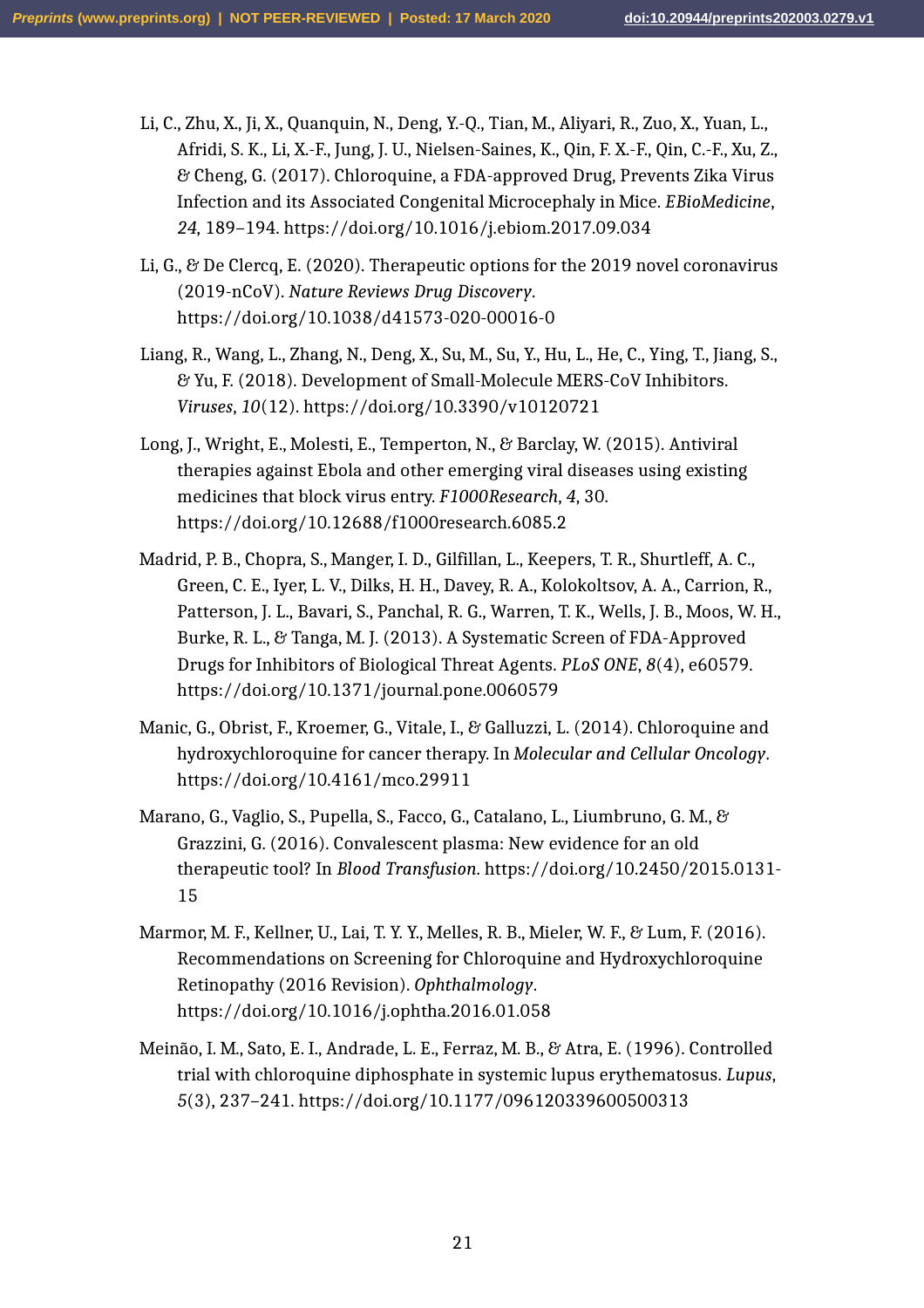Li, C., Zhu, X., Ji, X., Quanquin, N., Deng, Y.-Q., Tian, M., Aliyari, R., Zuo, X., Yuan, L., Afridi, S. K., Li, X.-F., Jung, J. U., Nielsen-Saines, K., Qin, F. X.-F., Qin, C.-F., Xu, Z., & Cheng, G. (2017). Chloroquine, a FDA-approved Drug, Prevents Zika Virus Infection and its Associated Congenital Microcephaly in Mice. *EBioMedicine*, *24*, 189–194. https://doi.org/10.1016/j.ebiom.2017.09.034

Li, G., & De Clercq, E. (2020). Therapeutic options for the 2019 novel coronavirus (2019-nCoV). *Nature Reviews Drug Discovery*. https://doi.org/10.1038/d41573-020-00016-0

Liang, R., Wang, L., Zhang, N., Deng, X., Su, M., Su, Y., Hu, L., He, C., Ying, T., Jiang, S., & Yu, F. (2018). Development of Small-Molecule MERS-CoV Inhibitors. *Viruses*, *10*(12). https://doi.org/10.3390/v10120721

Long, J., Wright, E., Molesti, E., Temperton, N., & Barclay, W. (2015). Antiviral therapies against Ebola and other emerging viral diseases using existing medicines that block virus entry. *F1000Research*, *4*, 30. https://doi.org/10.12688/f1000research.6085.2

Madrid, P. B., Chopra, S., Manger, I. D., Gilfillan, L., Keepers, T. R., Shurtleff, A. C., Green, C. E., Iyer, L. V., Dilks, H. H., Davey, R. A., Kolokoltsov, A. A., Carrion, R., Patterson, J. L., Bavari, S., Panchal, R. G., Warren, T. K., Wells, J. B., Moos, W. H., Burke, R. L., & Tanga, M. J. (2013). A Systematic Screen of FDA-Approved Drugs for Inhibitors of Biological Threat Agents. *PLoS ONE*, *8*(4), e60579. https://doi.org/10.1371/journal.pone.0060579

Manic, G., Obrist, F., Kroemer, G., Vitale, I., & Galluzzi, L. (2014). Chloroquine and hydroxychloroquine for cancer therapy. In *Molecular and Cellular Oncology*. https://doi.org/10.4161/mco.29911

Marano, G., Vaglio, S., Pupella, S., Facco, G., Catalano, L., Liumbruno, G. M., & Grazzini, G. (2016). Convalescent plasma: New evidence for an old therapeutic tool? In *Blood Transfusion*. https://doi.org/10.2450/2015.0131-15

Marmor, M. F., Kellner, U., Lai, T. Y. Y., Melles, R. B., Mieler, W. F., & Lum, F. (2016). Recommendations on Screening for Chloroquine and Hydroxychloroquine Retinopathy (2016 Revision). *Ophthalmology*. https://doi.org/10.1016/j.ophtha.2016.01.058

Meinão, I. M., Sato, E. I., Andrade, L. E., Ferraz, M. B., & Atra, E. (1996). Controlled trial with chloroquine diphosphate in systemic lupus erythematosus. *Lupus*, *5*(3), 237–241. https://doi.org/10.1177/096120339600500313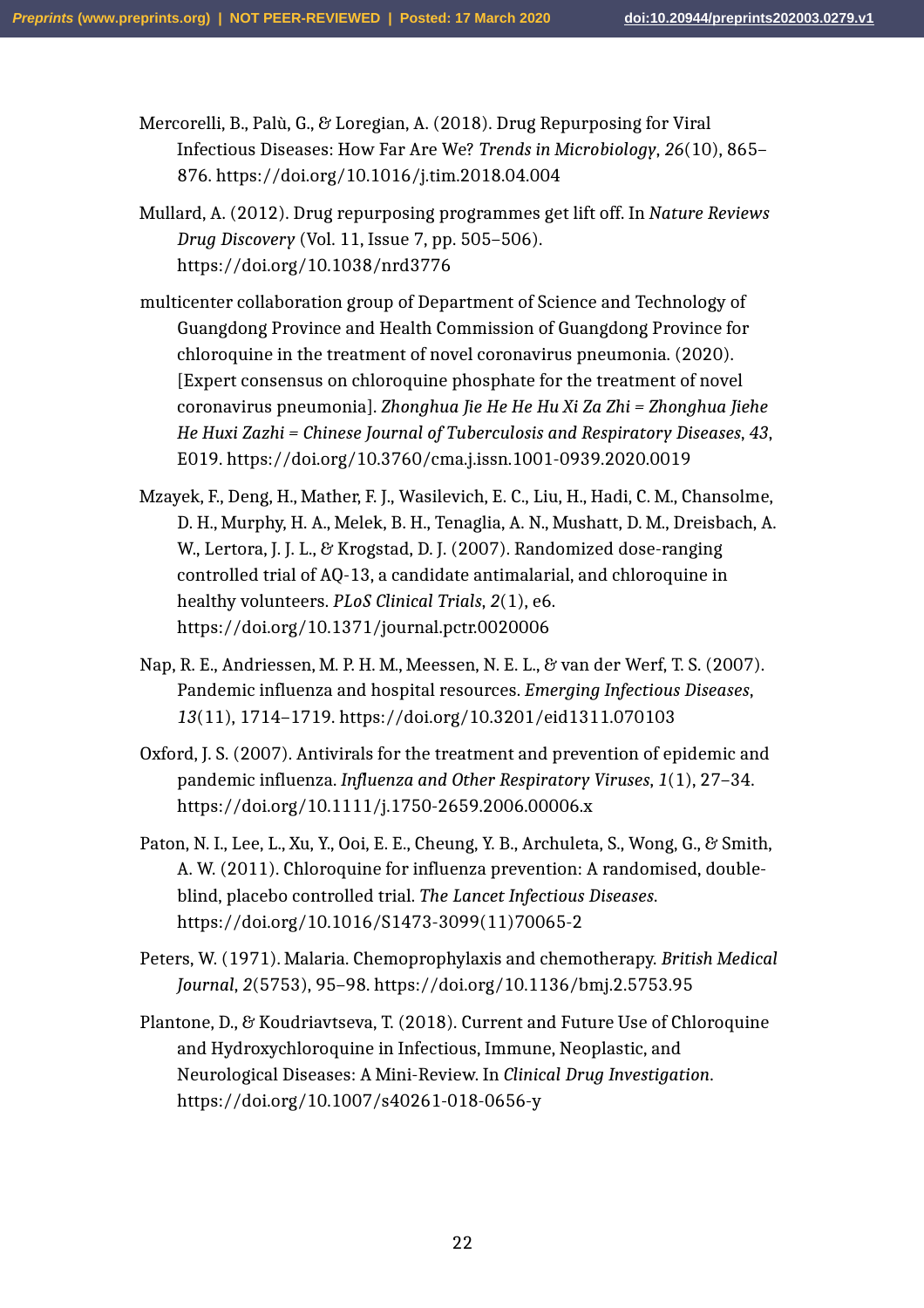Mercorelli, B., Palù, G., & Loregian, A. (2018). Drug Repurposing for Viral Infectious Diseases: How Far Are We? *Trends in Microbiology*, *26*(10), 865–876. https://doi.org/10.1016/j.tim.2018.04.004

Mullard, A. (2012). Drug repurposing programmes get lift off. In *Nature Reviews Drug Discovery* (Vol. 11, Issue 7, pp. 505–506). https://doi.org/10.1038/nrd3776

multicenter collaboration group of Department of Science and Technology of Guangdong Province and Health Commission of Guangdong Province for chloroquine in the treatment of novel coronavirus pneumonia. (2020). [Expert consensus on chloroquine phosphate for the treatment of novel coronavirus pneumonia]. *Zhonghua Jie He He Hu Xi Za Zhi = Zhonghua Jiehe He Huxi Zazhi = Chinese Journal of Tuberculosis and Respiratory Diseases*, *43*, E019. https://doi.org/10.3760/cma.j.issn.1001-0939.2020.0019

Mzayek, F., Deng, H., Mather, F. J., Wasilevich, E. C., Liu, H., Hadi, C. M., Chansolme, D. H., Murphy, H. A., Melek, B. H., Tenaglia, A. N., Mushatt, D. M., Dreisbach, A. W., Lertora, J. J. L., & Krogstad, D. J. (2007). Randomized dose-ranging controlled trial of AQ-13, a candidate antimalarial, and chloroquine in healthy volunteers. *PLoS Clinical Trials*, *2*(1), e6. https://doi.org/10.1371/journal.pctr.0020006

Nap, R. E., Andriessen, M. P. H. M., Meessen, N. E. L., & van der Werf, T. S. (2007). Pandemic influenza and hospital resources. *Emerging Infectious Diseases*, *13*(11), 1714–1719. https://doi.org/10.3201/eid1311.070103

Oxford, J. S. (2007). Antivirals for the treatment and prevention of epidemic and pandemic influenza. *Influenza and Other Respiratory Viruses*, *1*(1), 27–34. https://doi.org/10.1111/j.1750-2659.2006.00006.x

Paton, N. I., Lee, L., Xu, Y., Ooi, E. E., Cheung, Y. B., Archuleta, S., Wong, G., & Smith, A. W. (2011). Chloroquine for influenza prevention: A randomised, double-blind, placebo controlled trial. *The Lancet Infectious Diseases*. https://doi.org/10.1016/S1473-3099(11)70065-2

Peters, W. (1971). Malaria. Chemoprophylaxis and chemotherapy. *British Medical Journal*, *2*(5753), 95–98. https://doi.org/10.1136/bmj.2.5753.95

Plantone, D., & Koudriavtseva, T. (2018). Current and Future Use of Chloroquine and Hydroxychloroquine in Infectious, Immune, Neoplastic, and Neurological Diseases: A Mini-Review. In *Clinical Drug Investigation*. https://doi.org/10.1007/s40261-018-0656-y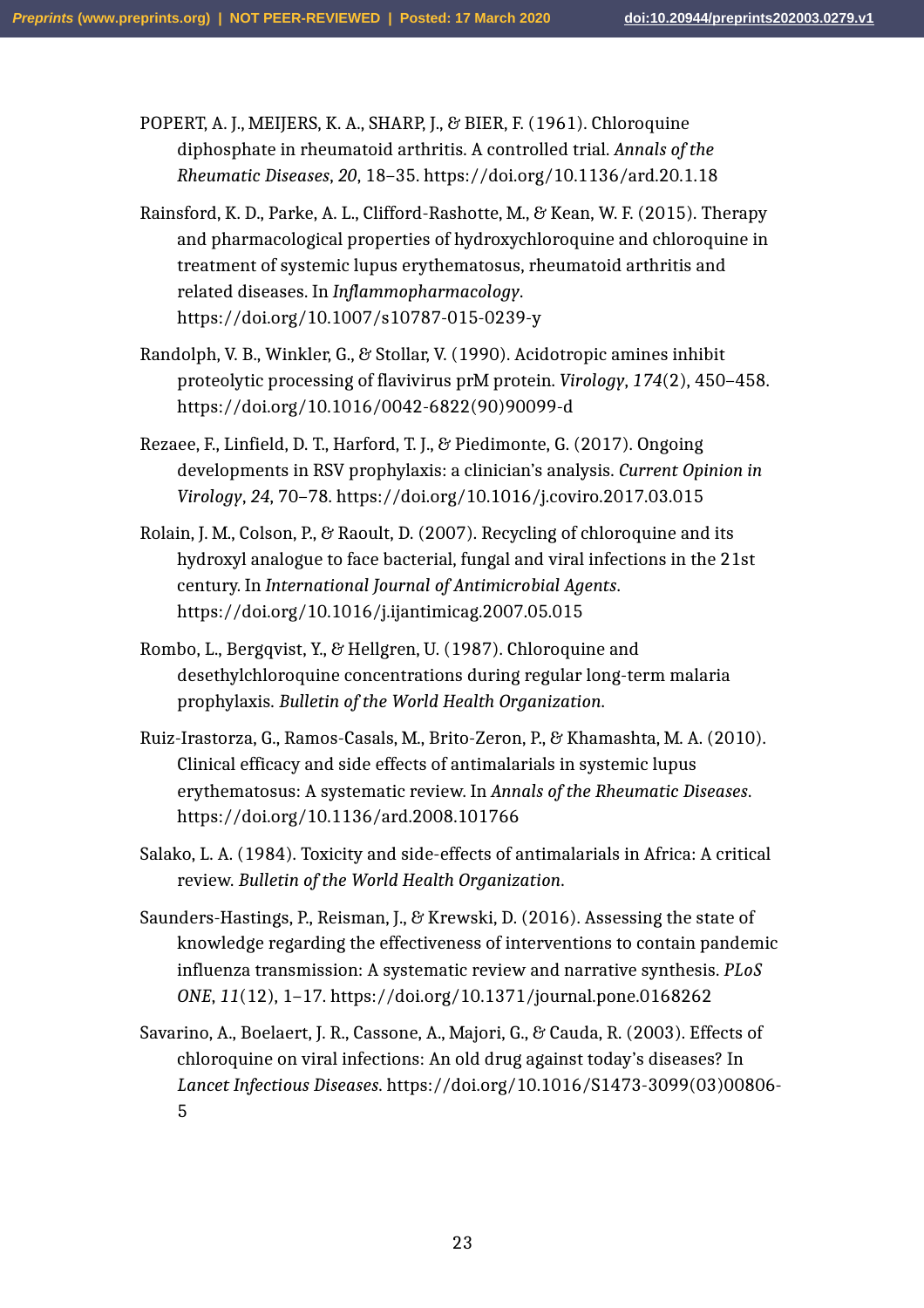POPERT, A. J., MEIJERS, K. A., SHARP, J., & BIER, F. (1961). Chloroquine diphosphate in rheumatoid arthritis. A controlled trial. *Annals of the Rheumatic Diseases*, *20*, 18–35. https://doi.org/10.1136/ard.20.1.18

Rainsford, K. D., Parke, A. L., Clifford-Rashotte, M., & Kean, W. F. (2015). Therapy and pharmacological properties of hydroxychloroquine and chloroquine in treatment of systemic lupus erythematosus, rheumatoid arthritis and related diseases. In *Inflammopharmacology*. https://doi.org/10.1007/s10787-015-0239-y

Randolph, V. B., Winkler, G., & Stollar, V. (1990). Acidotropic amines inhibit proteolytic processing of flavivirus prM protein. *Virology*, *174*(2), 450–458. https://doi.org/10.1016/0042-6822(90)90099-d

Rezaee, F., Linfield, D. T., Harford, T. J., & Piedimonte, G. (2017). Ongoing developments in RSV prophylaxis: a clinician's analysis. *Current Opinion in Virology*, *24*, 70–78. https://doi.org/10.1016/j.coviro.2017.03.015

Rolain, J. M., Colson, P., & Raoult, D. (2007). Recycling of chloroquine and its hydroxyl analogue to face bacterial, fungal and viral infections in the 21st century. In *International Journal of Antimicrobial Agents*. https://doi.org/10.1016/j.ijantimicag.2007.05.015

Rombo, L., Bergqvist, Y., & Hellgren, U. (1987). Chloroquine and desethylchloroquine concentrations during regular long-term malaria prophylaxis. *Bulletin of the World Health Organization*.

Ruiz-Irastorza, G., Ramos-Casals, M., Brito-Zeron, P., & Khamashta, M. A. (2010). Clinical efficacy and side effects of antimalarials in systemic lupus erythematosus: A systematic review. In *Annals of the Rheumatic Diseases*. https://doi.org/10.1136/ard.2008.101766

Salako, L. A. (1984). Toxicity and side-effects of antimalarials in Africa: A critical review. *Bulletin of the World Health Organization*.

Saunders-Hastings, P., Reisman, J., & Krewski, D. (2016). Assessing the state of knowledge regarding the effectiveness of interventions to contain pandemic influenza transmission: A systematic review and narrative synthesis. *PLoS ONE*, *11*(12), 1–17. https://doi.org/10.1371/journal.pone.0168262

Savarino, A., Boelaert, J. R., Cassone, A., Majori, G., & Cauda, R. (2003). Effects of chloroquine on viral infections: An old drug against today's diseases? In *Lancet Infectious Diseases*. https://doi.org/10.1016/S1473-3099(03)00806-5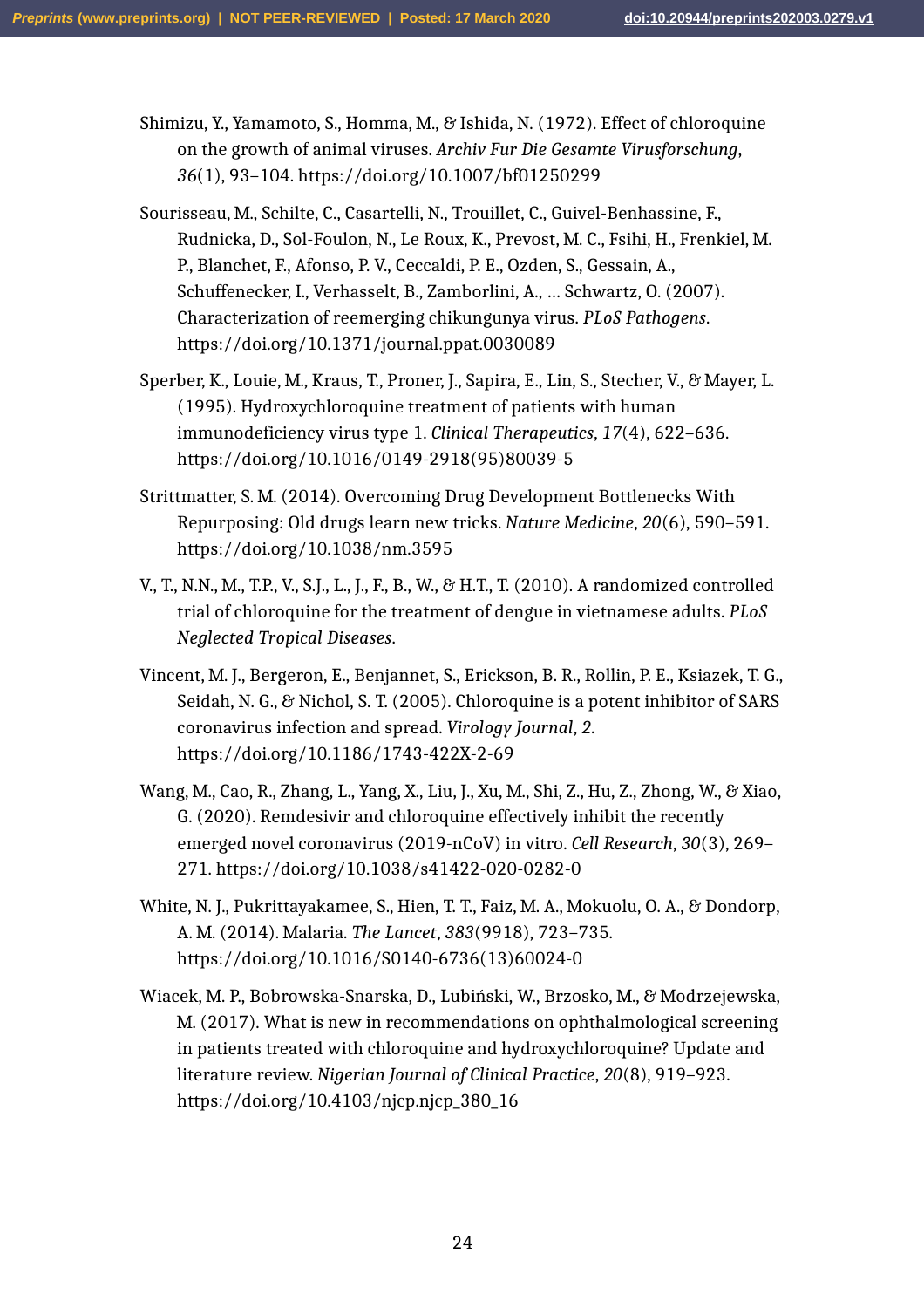Shimizu, Y., Yamamoto, S., Homma, M., & Ishida, N. (1972). Effect of chloroquine on the growth of animal viruses. *Archiv Fur Die Gesamte Virusforschung*, *36*(1), 93–104. https://doi.org/10.1007/bf01250299

Sourisseau, M., Schilte, C., Casartelli, N., Trouillet, C., Guivel-Benhassine, F., Rudnicka, D., Sol-Foulon, N., Le Roux, K., Prevost, M. C., Fsihi, H., Frenkiel, M. P., Blanchet, F., Afonso, P. V., Ceccaldi, P. E., Ozden, S., Gessain, A., Schuffenecker, I., Verhasselt, B., Zamborlini, A., … Schwartz, O. (2007). Characterization of reemerging chikungunya virus. *PLoS Pathogens*. https://doi.org/10.1371/journal.ppat.0030089

Sperber, K., Louie, M., Kraus, T., Proner, J., Sapira, E., Lin, S., Stecher, V., & Mayer, L. (1995). Hydroxychloroquine treatment of patients with human immunodeficiency virus type 1. *Clinical Therapeutics*, *17*(4), 622–636. https://doi.org/10.1016/0149-2918(95)80039-5

Strittmatter, S. M. (2014). Overcoming Drug Development Bottlenecks With Repurposing: Old drugs learn new tricks. *Nature Medicine*, *20*(6), 590–591. https://doi.org/10.1038/nm.3595

V., T., N.N., M., T.P., V., S.J., L., J., F., B., W., & H.T., T. (2010). A randomized controlled trial of chloroquine for the treatment of dengue in vietnamese adults. *PLoS Neglected Tropical Diseases*.

Vincent, M. J., Bergeron, E., Benjannet, S., Erickson, B. R., Rollin, P. E., Ksiazek, T. G., Seidah, N. G., & Nichol, S. T. (2005). Chloroquine is a potent inhibitor of SARS coronavirus infection and spread. *Virology Journal*, *2*. https://doi.org/10.1186/1743-422X-2-69

Wang, M., Cao, R., Zhang, L., Yang, X., Liu, J., Xu, M., Shi, Z., Hu, Z., Zhong, W., & Xiao, G. (2020). Remdesivir and chloroquine effectively inhibit the recently emerged novel coronavirus (2019-nCoV) in vitro. *Cell Research*, *30*(3), 269–271. https://doi.org/10.1038/s41422-020-0282-0

White, N. J., Pukrittayakamee, S., Hien, T. T., Faiz, M. A., Mokuolu, O. A., & Dondorp, A. M. (2014). Malaria. *The Lancet*, *383*(9918), 723–735. https://doi.org/10.1016/S0140-6736(13)60024-0

Wiacek, M. P., Bobrowska-Snarska, D., Lubiński, W., Brzosko, M., & Modrzejewska, M. (2017). What is new in recommendations on ophthalmological screening in patients treated with chloroquine and hydroxychloroquine? Update and literature review. *Nigerian Journal of Clinical Practice*, *20*(8), 919–923. https://doi.org/10.4103/njcp.njcp_380_16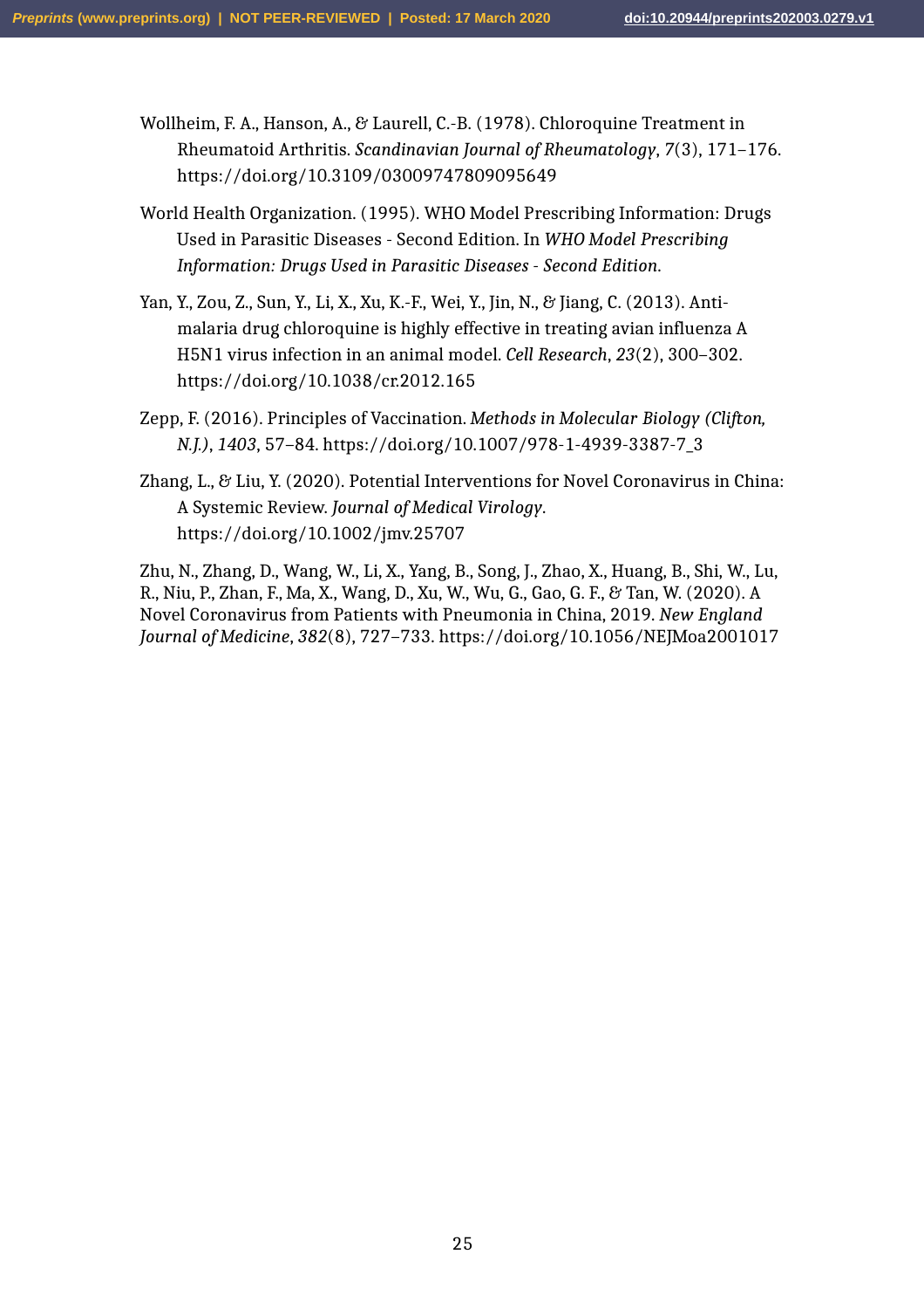Wollheim, F. A., Hanson, A., & Laurell, C.-B. (1978). Chloroquine Treatment in Rheumatoid Arthritis. *Scandinavian Journal of Rheumatology*, 7(3), 171–176. https://doi.org/10.3109/03009747809095649

World Health Organization. (1995). WHO Model Prescribing Information: Drugs Used in Parasitic Diseases - Second Edition. In *WHO Model Prescribing Information: Drugs Used in Parasitic Diseases - Second Edition*.

Yan, Y., Zou, Z., Sun, Y., Li, X., Xu, K.-F., Wei, Y., Jin, N., & Jiang, C. (2013). Anti-malaria drug chloroquine is highly effective in treating avian influenza A H5N1 virus infection in an animal model. *Cell Research*, *23*(2), 300–302. https://doi.org/10.1038/cr.2012.165

Zepp, F. (2016). Principles of Vaccination. *Methods in Molecular Biology (Clifton, N.J.)*, *1403*, 57–84. https://doi.org/10.1007/978-1-4939-3387-7_3

Zhang, L., & Liu, Y. (2020). Potential Interventions for Novel Coronavirus in China: A Systemic Review. *Journal of Medical Virology*. https://doi.org/10.1002/jmv.25707

Zhu, N., Zhang, D., Wang, W., Li, X., Yang, B., Song, J., Zhao, X., Huang, B., Shi, W., Lu, R., Niu, P., Zhan, F., Ma, X., Wang, D., Xu, W., Wu, G., Gao, G. F., & Tan, W. (2020). A Novel Coronavirus from Patients with Pneumonia in China, 2019. *New England Journal of Medicine*, *382*(8), 727–733. https://doi.org/10.1056/NEJMoa2001017